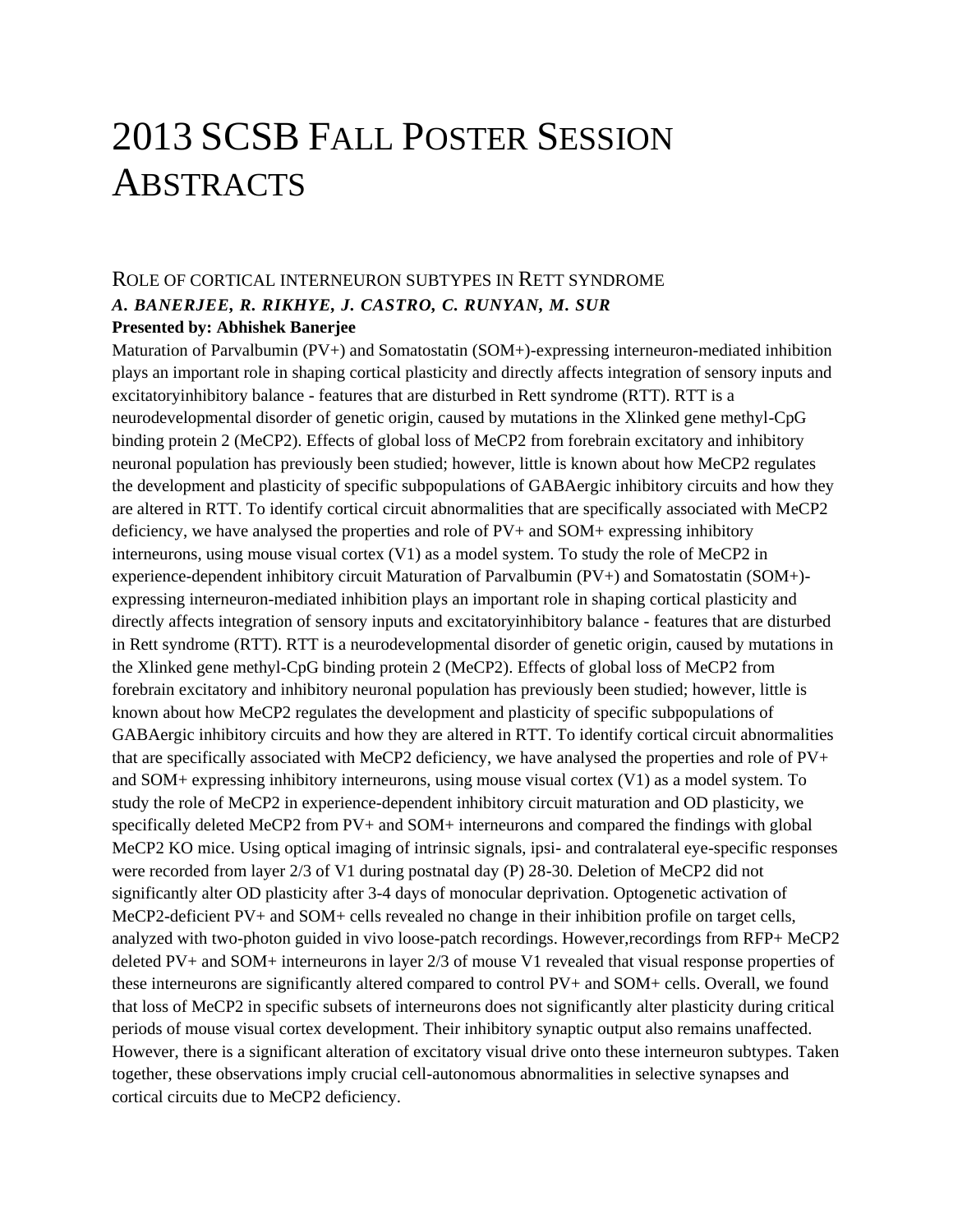# 2013 SCSB Fall Poster Session Abstracts

## Role of cortical interneuron subtypes in Rett syndrome

***A. BANERJEE, R. RIKHYE, J. CASTRO, C. RUNYAN, M. SUR***

**Presented by: Abhishek Banerjee**

Maturation of Parvalbumin (PV+) and Somatostatin (SOM+)-expressing interneuron-mediated inhibition plays an important role in shaping cortical plasticity and directly affects integration of sensory inputs and excitatoryinhibitory balance - features that are disturbed in Rett syndrome (RTT). RTT is a neurodevelopmental disorder of genetic origin, caused by mutations in the Xlinked gene methyl-CpG binding protein 2 (MeCP2). Effects of global loss of MeCP2 from forebrain excitatory and inhibitory neuronal population has previously been studied; however, little is known about how MeCP2 regulates the development and plasticity of specific subpopulations of GABAergic inhibitory circuits and how they are altered in RTT. To identify cortical circuit abnormalities that are specifically associated with MeCP2 deficiency, we have analysed the properties and role of PV+ and SOM+ expressing inhibitory interneurons, using mouse visual cortex (V1) as a model system. To study the role of MeCP2 in experience-dependent inhibitory circuit Maturation of Parvalbumin (PV+) and Somatostatin (SOM+)-expressing interneuron-mediated inhibition plays an important role in shaping cortical plasticity and directly affects integration of sensory inputs and excitatoryinhibitory balance - features that are disturbed in Rett syndrome (RTT). RTT is a neurodevelopmental disorder of genetic origin, caused by mutations in the Xlinked gene methyl-CpG binding protein 2 (MeCP2). Effects of global loss of MeCP2 from forebrain excitatory and inhibitory neuronal population has previously been studied; however, little is known about how MeCP2 regulates the development and plasticity of specific subpopulations of GABAergic inhibitory circuits and how they are altered in RTT. To identify cortical circuit abnormalities that are specifically associated with MeCP2 deficiency, we have analysed the properties and role of PV+ and SOM+ expressing inhibitory interneurons, using mouse visual cortex (V1) as a model system. To study the role of MeCP2 in experience-dependent inhibitory circuit maturation and OD plasticity, we specifically deleted MeCP2 from PV+ and SOM+ interneurons and compared the findings with global MeCP2 KO mice. Using optical imaging of intrinsic signals, ipsi- and contralateral eye-specific responses were recorded from layer 2/3 of V1 during postnatal day (P) 28-30. Deletion of MeCP2 did not significantly alter OD plasticity after 3-4 days of monocular deprivation. Optogenetic activation of MeCP2-deficient PV+ and SOM+ cells revealed no change in their inhibition profile on target cells, analyzed with two-photon guided in vivo loose-patch recordings. However,recordings from RFP+ MeCP2 deleted PV+ and SOM+ interneurons in layer 2/3 of mouse V1 revealed that visual response properties of these interneurons are significantly altered compared to control PV+ and SOM+ cells. Overall, we found that loss of MeCP2 in specific subsets of interneurons does not significantly alter plasticity during critical periods of mouse visual cortex development. Their inhibitory synaptic output also remains unaffected. However, there is a significant alteration of excitatory visual drive onto these interneuron subtypes. Taken together, these observations imply crucial cell-autonomous abnormalities in selective synapses and cortical circuits due to MeCP2 deficiency.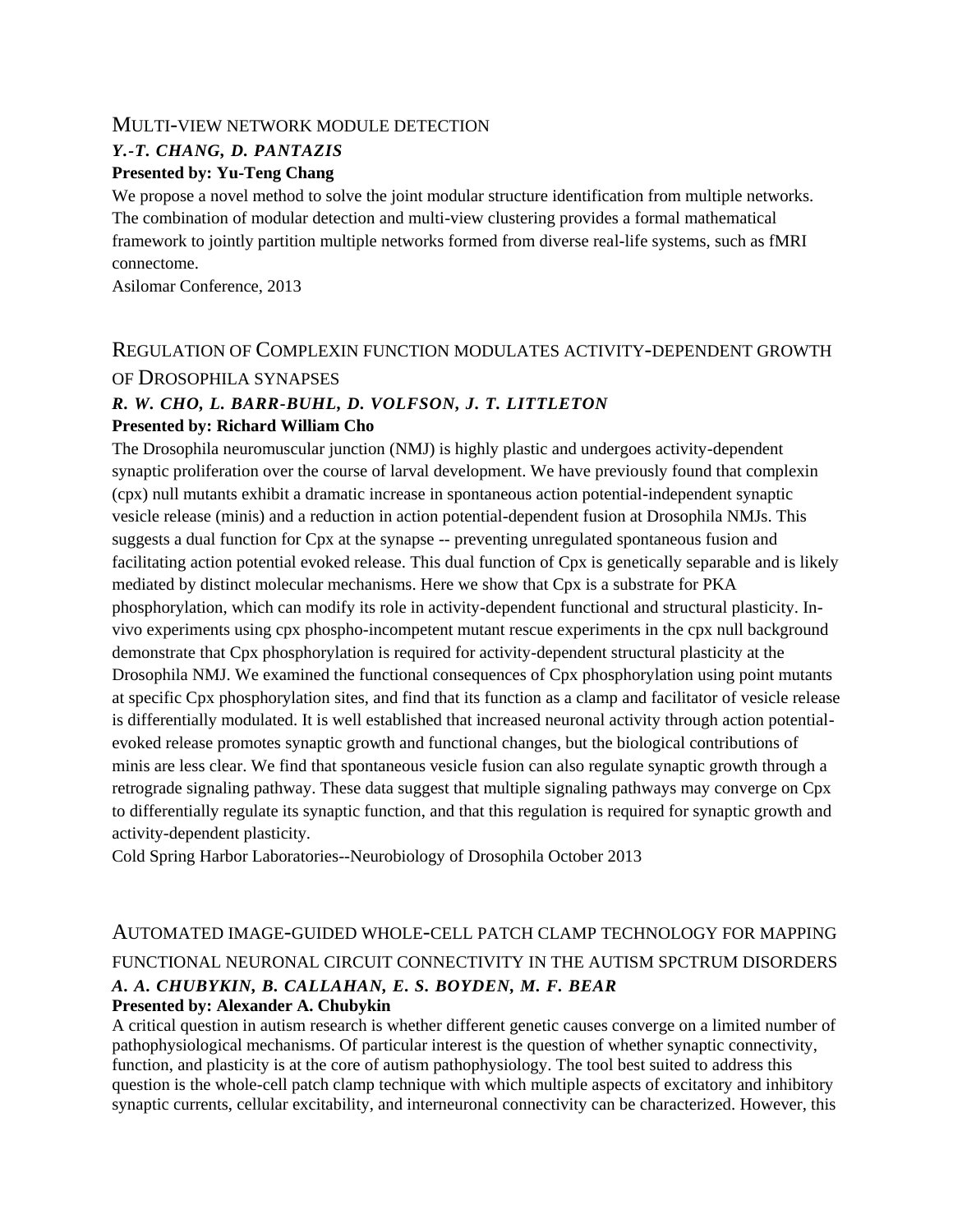## Multi-view network module detection

***Y.-T. CHANG, D. PANTAZIS***

**Presented by: Yu-Teng Chang**

We propose a novel method to solve the joint modular structure identification from multiple networks. The combination of modular detection and multi-view clustering provides a formal mathematical framework to jointly partition multiple networks formed from diverse real-life systems, such as fMRI connectome.

Asilomar Conference, 2013

## Regulation of Complexin function modulates activity-dependent growth of Drosophila synapses

***R. W. CHO, L. BARR-BUHL, D. VOLFSON, J. T. LITTLETON***

**Presented by: Richard William Cho**

The Drosophila neuromuscular junction (NMJ) is highly plastic and undergoes activity-dependent synaptic proliferation over the course of larval development. We have previously found that complexin (cpx) null mutants exhibit a dramatic increase in spontaneous action potential-independent synaptic vesicle release (minis) and a reduction in action potential-dependent fusion at Drosophila NMJs. This suggests a dual function for Cpx at the synapse -- preventing unregulated spontaneous fusion and facilitating action potential evoked release. This dual function of Cpx is genetically separable and is likely mediated by distinct molecular mechanisms. Here we show that Cpx is a substrate for PKA phosphorylation, which can modify its role in activity-dependent functional and structural plasticity. In-vivo experiments using cpx phospho-incompetent mutant rescue experiments in the cpx null background demonstrate that Cpx phosphorylation is required for activity-dependent structural plasticity at the Drosophila NMJ. We examined the functional consequences of Cpx phosphorylation using point mutants at specific Cpx phosphorylation sites, and find that its function as a clamp and facilitator of vesicle release is differentially modulated. It is well established that increased neuronal activity through action potential-evoked release promotes synaptic growth and functional changes, but the biological contributions of minis are less clear. We find that spontaneous vesicle fusion can also regulate synaptic growth through a retrograde signaling pathway. These data suggest that multiple signaling pathways may converge on Cpx to differentially regulate its synaptic function, and that this regulation is required for synaptic growth and activity-dependent plasticity.

Cold Spring Harbor Laboratories--Neurobiology of Drosophila October 2013

## Automated image-guided whole-cell patch clamp technology for mapping functional neuronal circuit connectivity in the autism spctrum disorders

***A. A. CHUBYKIN, B. CALLAHAN, E. S. BOYDEN, M. F. BEAR***

**Presented by: Alexander A. Chubykin**

A critical question in autism research is whether different genetic causes converge on a limited number of pathophysiological mechanisms. Of particular interest is the question of whether synaptic connectivity, function, and plasticity is at the core of autism pathophysiology. The tool best suited to address this question is the whole-cell patch clamp technique with which multiple aspects of excitatory and inhibitory synaptic currents, cellular excitability, and interneuronal connectivity can be characterized. However, this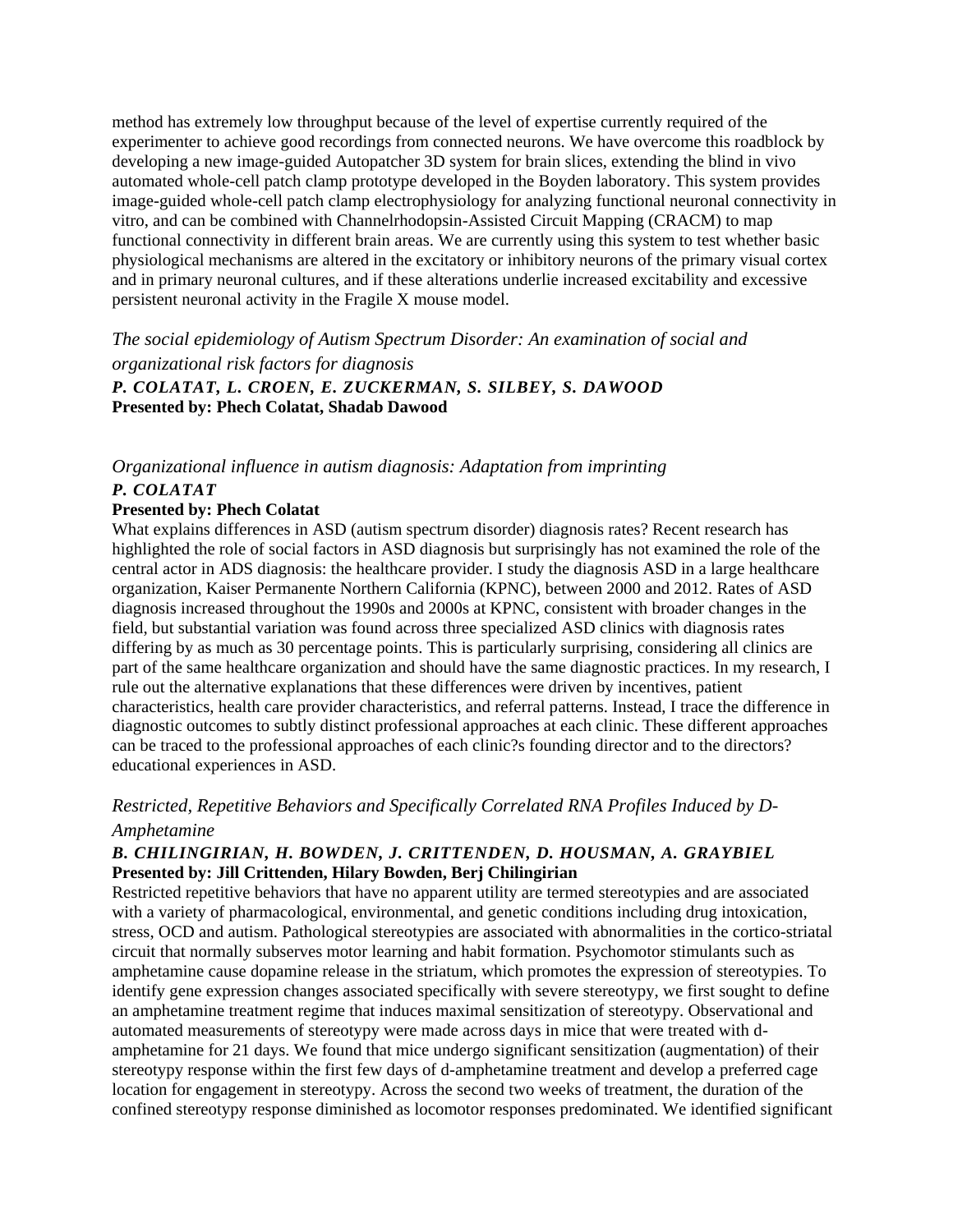method has extremely low throughput because of the level of expertise currently required of the experimenter to achieve good recordings from connected neurons. We have overcome this roadblock by developing a new image-guided Autopatcher 3D system for brain slices, extending the blind in vivo automated whole-cell patch clamp prototype developed in the Boyden laboratory. This system provides image-guided whole-cell patch clamp electrophysiology for analyzing functional neuronal connectivity in vitro, and can be combined with Channelrhodopsin-Assisted Circuit Mapping (CRACM) to map functional connectivity in different brain areas. We are currently using this system to test whether basic physiological mechanisms are altered in the excitatory or inhibitory neurons of the primary visual cortex and in primary neuronal cultures, and if these alterations underlie increased excitability and excessive persistent neuronal activity in the Fragile X mouse model.

*The social epidemiology of Autism Spectrum Disorder: An examination of social and organizational risk factors for diagnosis*

***P. COLATAT, L. CROEN, E. ZUCKERMAN, S. SILBEY, S. DAWOOD***

**Presented by: Phech Colatat, Shadab Dawood**

*Organizational influence in autism diagnosis: Adaptation from imprinting*

***P. COLATAT***

**Presented by: Phech Colatat**

What explains differences in ASD (autism spectrum disorder) diagnosis rates? Recent research has highlighted the role of social factors in ASD diagnosis but surprisingly has not examined the role of the central actor in ADS diagnosis: the healthcare provider. I study the diagnosis ASD in a large healthcare organization, Kaiser Permanente Northern California (KPNC), between 2000 and 2012. Rates of ASD diagnosis increased throughout the 1990s and 2000s at KPNC, consistent with broader changes in the field, but substantial variation was found across three specialized ASD clinics with diagnosis rates differing by as much as 30 percentage points. This is particularly surprising, considering all clinics are part of the same healthcare organization and should have the same diagnostic practices. In my research, I rule out the alternative explanations that these differences were driven by incentives, patient characteristics, health care provider characteristics, and referral patterns. Instead, I trace the difference in diagnostic outcomes to subtly distinct professional approaches at each clinic. These different approaches can be traced to the professional approaches of each clinic?s founding director and to the directors? educational experiences in ASD.

*Restricted, Repetitive Behaviors and Specifically Correlated RNA Profiles Induced by D-Amphetamine*

***B. CHILINGIRIAN, H. BOWDEN, J. CRITTENDEN, D. HOUSMAN, A. GRAYBIEL***

**Presented by: Jill Crittenden, Hilary Bowden, Berj Chilingirian**

Restricted repetitive behaviors that have no apparent utility are termed stereotypies and are associated with a variety of pharmacological, environmental, and genetic conditions including drug intoxication, stress, OCD and autism. Pathological stereotypies are associated with abnormalities in the cortico-striatal circuit that normally subserves motor learning and habit formation. Psychomotor stimulants such as amphetamine cause dopamine release in the striatum, which promotes the expression of stereotypies. To identify gene expression changes associated specifically with severe stereotypy, we first sought to define an amphetamine treatment regime that induces maximal sensitization of stereotypy. Observational and automated measurements of stereotypy were made across days in mice that were treated with d-amphetamine for 21 days. We found that mice undergo significant sensitization (augmentation) of their stereotypy response within the first few days of d-amphetamine treatment and develop a preferred cage location for engagement in stereotypy. Across the second two weeks of treatment, the duration of the confined stereotypy response diminished as locomotor responses predominated. We identified significant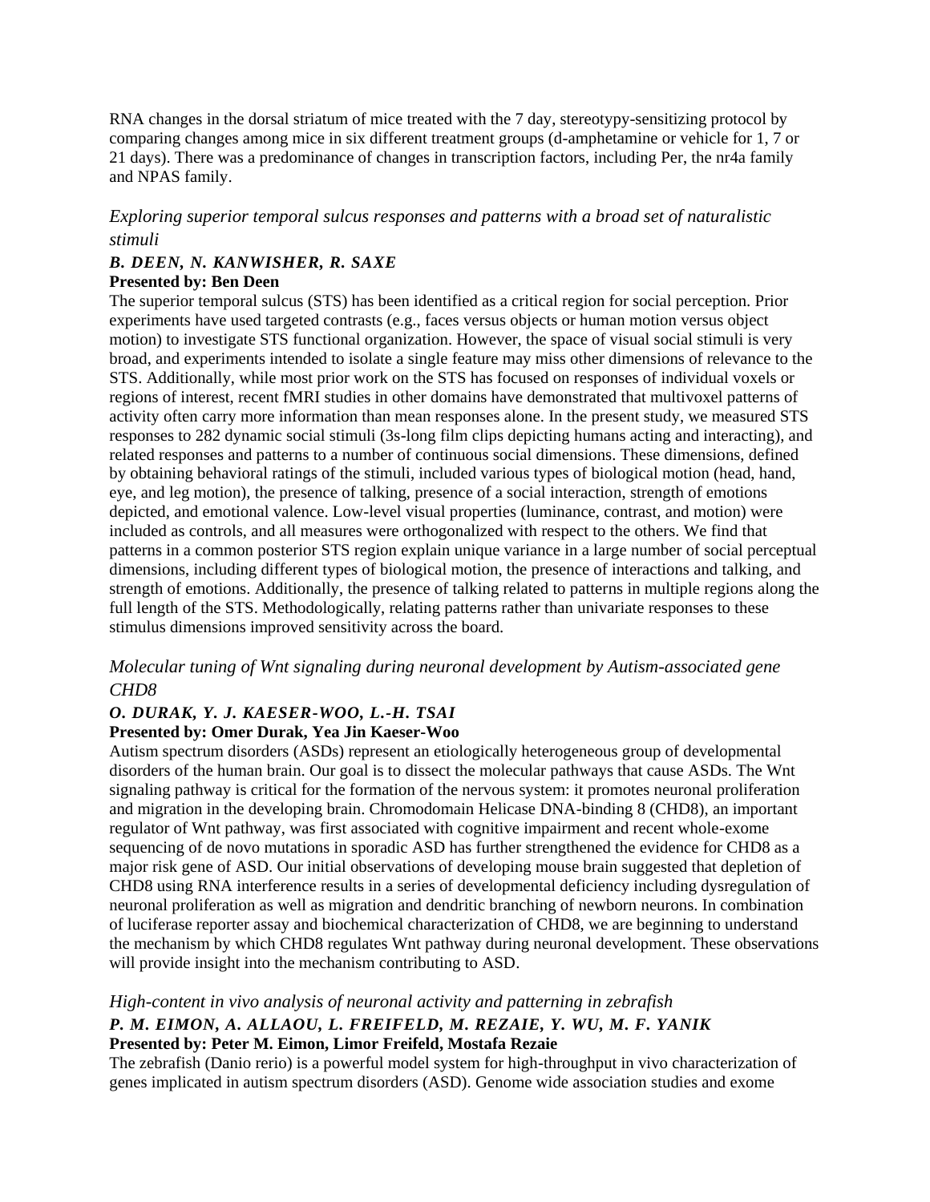RNA changes in the dorsal striatum of mice treated with the 7 day, stereotypy-sensitizing protocol by comparing changes among mice in six different treatment groups (d-amphetamine or vehicle for 1, 7 or 21 days). There was a predominance of changes in transcription factors, including Per, the nr4a family and NPAS family.

### *Exploring superior temporal sulcus responses and patterns with a broad set of naturalistic stimuli*

***B. DEEN, N. KANWISHER, R. SAXE***

**Presented by: Ben Deen**

The superior temporal sulcus (STS) has been identified as a critical region for social perception. Prior experiments have used targeted contrasts (e.g., faces versus objects or human motion versus object motion) to investigate STS functional organization. However, the space of visual social stimuli is very broad, and experiments intended to isolate a single feature may miss other dimensions of relevance to the STS. Additionally, while most prior work on the STS has focused on responses of individual voxels or regions of interest, recent fMRI studies in other domains have demonstrated that multivoxel patterns of activity often carry more information than mean responses alone. In the present study, we measured STS responses to 282 dynamic social stimuli (3s-long film clips depicting humans acting and interacting), and related responses and patterns to a number of continuous social dimensions. These dimensions, defined by obtaining behavioral ratings of the stimuli, included various types of biological motion (head, hand, eye, and leg motion), the presence of talking, presence of a social interaction, strength of emotions depicted, and emotional valence. Low-level visual properties (luminance, contrast, and motion) were included as controls, and all measures were orthogonalized with respect to the others. We find that patterns in a common posterior STS region explain unique variance in a large number of social perceptual dimensions, including different types of biological motion, the presence of interactions and talking, and strength of emotions. Additionally, the presence of talking related to patterns in multiple regions along the full length of the STS. Methodologically, relating patterns rather than univariate responses to these stimulus dimensions improved sensitivity across the board.

### *Molecular tuning of Wnt signaling during neuronal development by Autism-associated gene CHD8*

***O. DURAK, Y. J. KAESER-WOO, L.-H. TSAI***

**Presented by: Omer Durak, Yea Jin Kaeser-Woo**

Autism spectrum disorders (ASDs) represent an etiologically heterogeneous group of developmental disorders of the human brain. Our goal is to dissect the molecular pathways that cause ASDs. The Wnt signaling pathway is critical for the formation of the nervous system: it promotes neuronal proliferation and migration in the developing brain. Chromodomain Helicase DNA-binding 8 (CHD8), an important regulator of Wnt pathway, was first associated with cognitive impairment and recent whole-exome sequencing of de novo mutations in sporadic ASD has further strengthened the evidence for CHD8 as a major risk gene of ASD. Our initial observations of developing mouse brain suggested that depletion of CHD8 using RNA interference results in a series of developmental deficiency including dysregulation of neuronal proliferation as well as migration and dendritic branching of newborn neurons. In combination of luciferase reporter assay and biochemical characterization of CHD8, we are beginning to understand the mechanism by which CHD8 regulates Wnt pathway during neuronal development. These observations will provide insight into the mechanism contributing to ASD.

### *High-content in vivo analysis of neuronal activity and patterning in zebrafish*

***P. M. EIMON, A. ALLAOU, L. FREIFELD, M. REZAIE, Y. WU, M. F. YANIK***

**Presented by: Peter M. Eimon, Limor Freifeld, Mostafa Rezaie**

The zebrafish (Danio rerio) is a powerful model system for high-throughput in vivo characterization of genes implicated in autism spectrum disorders (ASD). Genome wide association studies and exome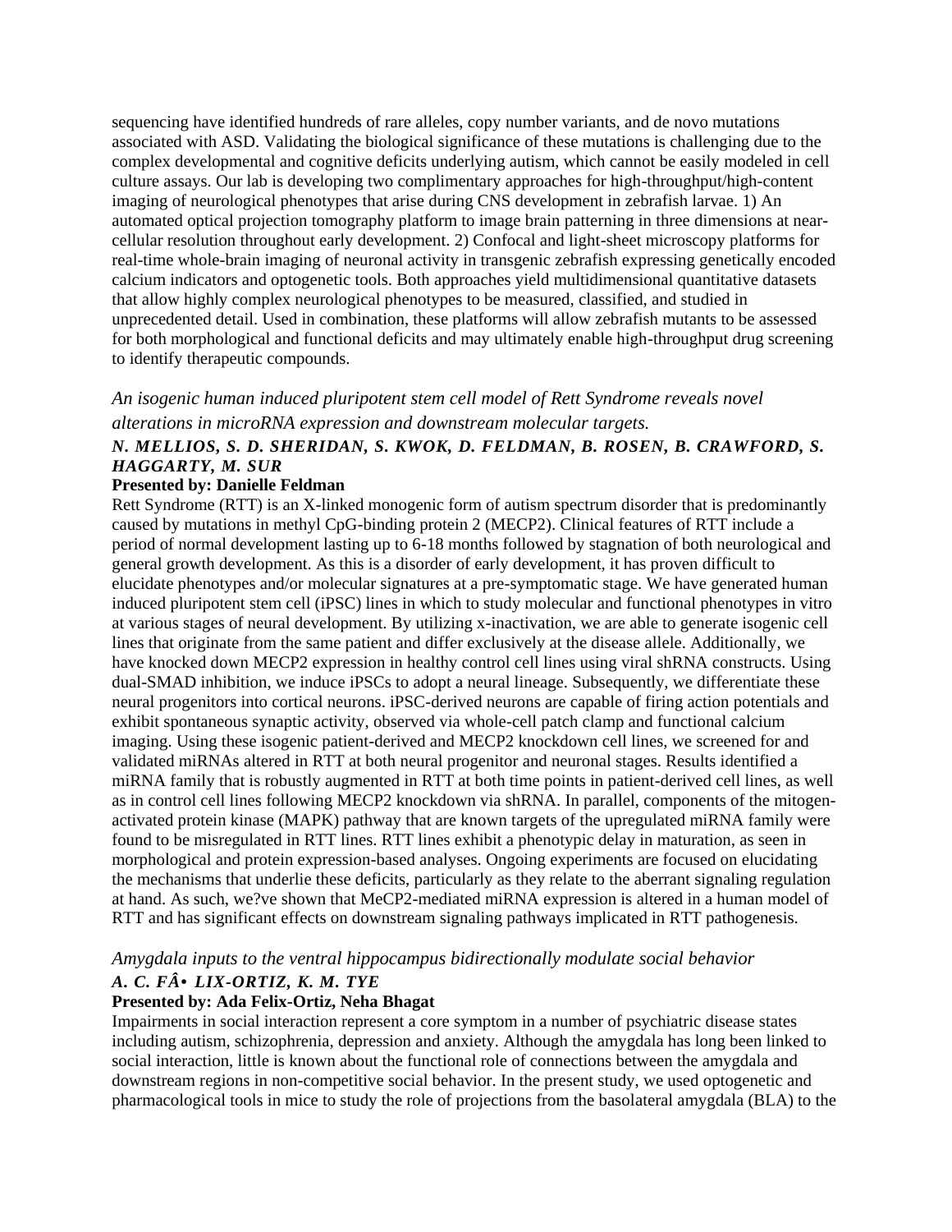sequencing have identified hundreds of rare alleles, copy number variants, and de novo mutations associated with ASD. Validating the biological significance of these mutations is challenging due to the complex developmental and cognitive deficits underlying autism, which cannot be easily modeled in cell culture assays. Our lab is developing two complimentary approaches for high-throughput/high-content imaging of neurological phenotypes that arise during CNS development in zebrafish larvae. 1) An automated optical projection tomography platform to image brain patterning in three dimensions at near-cellular resolution throughout early development. 2) Confocal and light-sheet microscopy platforms for real-time whole-brain imaging of neuronal activity in transgenic zebrafish expressing genetically encoded calcium indicators and optogenetic tools. Both approaches yield multidimensional quantitative datasets that allow highly complex neurological phenotypes to be measured, classified, and studied in unprecedented detail. Used in combination, these platforms will allow zebrafish mutants to be assessed for both morphological and functional deficits and may ultimately enable high-throughput drug screening to identify therapeutic compounds.

*An isogenic human induced pluripotent stem cell model of Rett Syndrome reveals novel alterations in microRNA expression and downstream molecular targets.*

***N. MELLIOS, S. D. SHERIDAN, S. KWOK, D. FELDMAN, B. ROSEN, B. CRAWFORD, S. HAGGARTY, M. SUR***

**Presented by: Danielle Feldman**

Rett Syndrome (RTT) is an X-linked monogenic form of autism spectrum disorder that is predominantly caused by mutations in methyl CpG-binding protein 2 (MECP2). Clinical features of RTT include a period of normal development lasting up to 6-18 months followed by stagnation of both neurological and general growth development. As this is a disorder of early development, it has proven difficult to elucidate phenotypes and/or molecular signatures at a pre-symptomatic stage. We have generated human induced pluripotent stem cell (iPSC) lines in which to study molecular and functional phenotypes in vitro at various stages of neural development. By utilizing x-inactivation, we are able to generate isogenic cell lines that originate from the same patient and differ exclusively at the disease allele. Additionally, we have knocked down MECP2 expression in healthy control cell lines using viral shRNA constructs. Using dual-SMAD inhibition, we induce iPSCs to adopt a neural lineage. Subsequently, we differentiate these neural progenitors into cortical neurons. iPSC-derived neurons are capable of firing action potentials and exhibit spontaneous synaptic activity, observed via whole-cell patch clamp and functional calcium imaging. Using these isogenic patient-derived and MECP2 knockdown cell lines, we screened for and validated miRNAs altered in RTT at both neural progenitor and neuronal stages. Results identified a miRNA family that is robustly augmented in RTT at both time points in patient-derived cell lines, as well as in control cell lines following MECP2 knockdown via shRNA. In parallel, components of the mitogen-activated protein kinase (MAPK) pathway that are known targets of the upregulated miRNA family were found to be misregulated in RTT lines. RTT lines exhibit a phenotypic delay in maturation, as seen in morphological and protein expression-based analyses. Ongoing experiments are focused on elucidating the mechanisms that underlie these deficits, particularly as they relate to the aberrant signaling regulation at hand. As such, we?ve shown that MeCP2-mediated miRNA expression is altered in a human model of RTT and has significant effects on downstream signaling pathways implicated in RTT pathogenesis.

*Amygdala inputs to the ventral hippocampus bidirectionally modulate social behavior*

***A. C. FÂ• LIX-ORTIZ, K. M. TYE***

**Presented by: Ada Felix-Ortiz, Neha Bhagat**

Impairments in social interaction represent a core symptom in a number of psychiatric disease states including autism, schizophrenia, depression and anxiety. Although the amygdala has long been linked to social interaction, little is known about the functional role of connections between the amygdala and downstream regions in non-competitive social behavior. In the present study, we used optogenetic and pharmacological tools in mice to study the role of projections from the basolateral amygdala (BLA) to the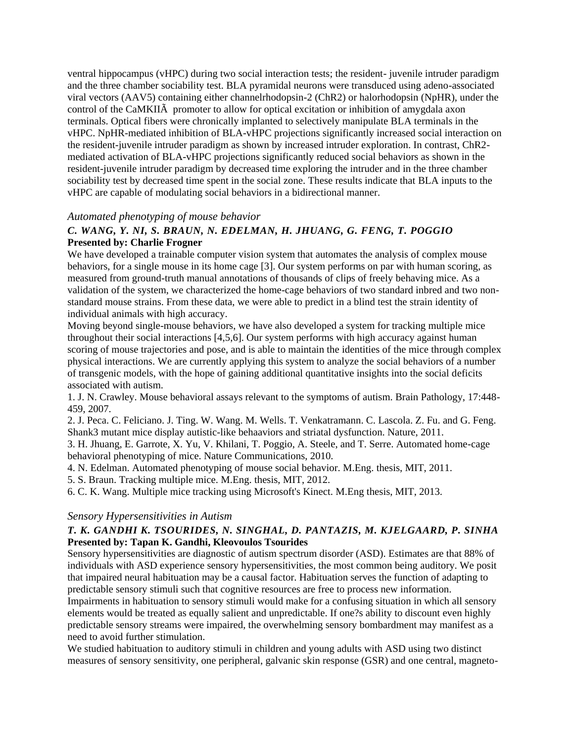ventral hippocampus (vHPC) during two social interaction tests; the resident- juvenile intruder paradigm and the three chamber sociability test. BLA pyramidal neurons were transduced using adeno-associated viral vectors (AAV5) containing either channelrhodopsin-2 (ChR2) or halorhodopsin (NpHR), under the control of the CaMKIIÃ  promoter to allow for optical excitation or inhibition of amygdala axon terminals. Optical fibers were chronically implanted to selectively manipulate BLA terminals in the vHPC. NpHR-mediated inhibition of BLA-vHPC projections significantly increased social interaction on the resident-juvenile intruder paradigm as shown by increased intruder exploration. In contrast, ChR2-mediated activation of BLA-vHPC projections significantly reduced social behaviors as shown in the resident-juvenile intruder paradigm by decreased time exploring the intruder and in the three chamber sociability test by decreased time spent in the social zone. These results indicate that BLA inputs to the vHPC are capable of modulating social behaviors in a bidirectional manner.

### *Automated phenotyping of mouse behavior*

***C. WANG, Y. NI, S. BRAUN, N. EDELMAN, H. JHUANG, G. FENG, T. POGGIO***

**Presented by: Charlie Frogner**

We have developed a trainable computer vision system that automates the analysis of complex mouse behaviors, for a single mouse in its home cage [3]. Our system performs on par with human scoring, as measured from ground-truth manual annotations of thousands of clips of freely behaving mice. As a validation of the system, we characterized the home-cage behaviors of two standard inbred and two non-standard mouse strains. From these data, we were able to predict in a blind test the strain identity of individual animals with high accuracy.

Moving beyond single-mouse behaviors, we have also developed a system for tracking multiple mice throughout their social interactions [4,5,6]. Our system performs with high accuracy against human scoring of mouse trajectories and pose, and is able to maintain the identities of the mice through complex physical interactions. We are currently applying this system to analyze the social behaviors of a number of transgenic models, with the hope of gaining additional quantitative insights into the social deficits associated with autism.

1. J. N. Crawley. Mouse behavioral assays relevant to the symptoms of autism. Brain Pathology, 17:448-459, 2007.
2. J. Peca. C. Feliciano. J. Ting. W. Wang. M. Wells. T. Venkatramann. C. Lascola. Z. Fu. and G. Feng. Shank3 mutant mice display autistic-like behaaviors and striatal dysfunction. Nature, 2011.
3. H. Jhuang, E. Garrote, X. Yu, V. Khilani, T. Poggio, A. Steele, and T. Serre. Automated home-cage behavioral phenotyping of mice. Nature Communications, 2010.
4. N. Edelman. Automated phenotyping of mouse social behavior. M.Eng. thesis, MIT, 2011.
5. S. Braun. Tracking multiple mice. M.Eng. thesis, MIT, 2012.
6. C. K. Wang. Multiple mice tracking using Microsoft's Kinect. M.Eng thesis, MIT, 2013.

### *Sensory Hypersensitivities in Autism*

***T. K. GANDHI K. TSOURIDES, N. SINGHAL, D. PANTAZIS, M. KJELGAARD, P. SINHA***

**Presented by: Tapan K. Gandhi, Kleovoulos Tsourides**

Sensory hypersensitivities are diagnostic of autism spectrum disorder (ASD). Estimates are that 88% of individuals with ASD experience sensory hypersensitivities, the most common being auditory. We posit that impaired neural habituation may be a causal factor. Habituation serves the function of adapting to predictable sensory stimuli such that cognitive resources are free to process new information. Impairments in habituation to sensory stimuli would make for a confusing situation in which all sensory elements would be treated as equally salient and unpredictable. If one?s ability to discount even highly predictable sensory streams were impaired, the overwhelming sensory bombardment may manifest as a need to avoid further stimulation.

We studied habituation to auditory stimuli in children and young adults with ASD using two distinct measures of sensory sensitivity, one peripheral, galvanic skin response (GSR) and one central, magneto-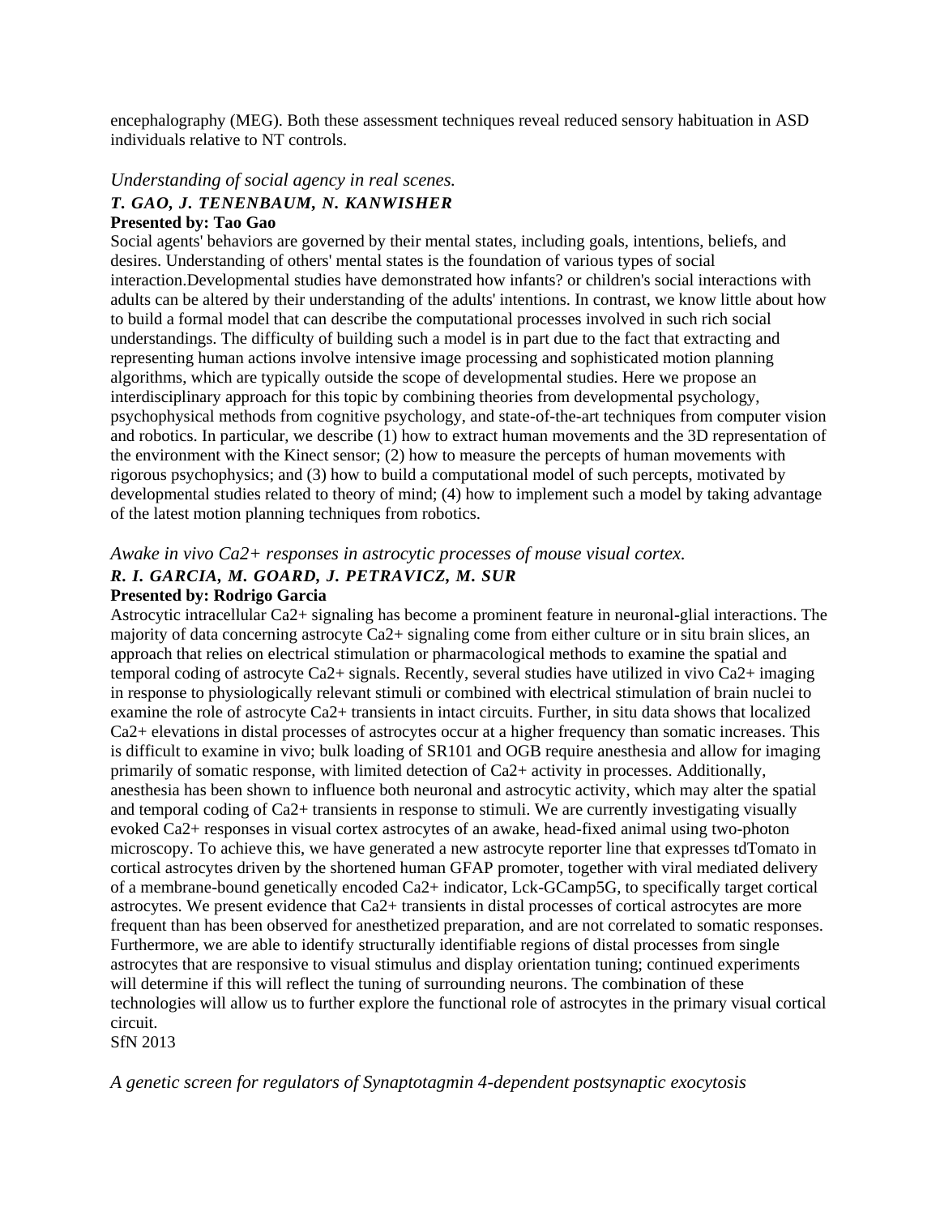encephalography (MEG). Both these assessment techniques reveal reduced sensory habituation in ASD individuals relative to NT controls.

*Understanding of social agency in real scenes.*

***T. GAO, J. TENENBAUM, N. KANWISHER***

**Presented by: Tao Gao**

Social agents' behaviors are governed by their mental states, including goals, intentions, beliefs, and desires. Understanding of others' mental states is the foundation of various types of social interaction.Developmental studies have demonstrated how infants? or children's social interactions with adults can be altered by their understanding of the adults' intentions. In contrast, we know little about how to build a formal model that can describe the computational processes involved in such rich social understandings. The difficulty of building such a model is in part due to the fact that extracting and representing human actions involve intensive image processing and sophisticated motion planning algorithms, which are typically outside the scope of developmental studies. Here we propose an interdisciplinary approach for this topic by combining theories from developmental psychology, psychophysical methods from cognitive psychology, and state-of-the-art techniques from computer vision and robotics. In particular, we describe (1) how to extract human movements and the 3D representation of the environment with the Kinect sensor; (2) how to measure the percepts of human movements with rigorous psychophysics; and (3) how to build a computational model of such percepts, motivated by developmental studies related to theory of mind; (4) how to implement such a model by taking advantage of the latest motion planning techniques from robotics.

*Awake in vivo Ca2+ responses in astrocytic processes of mouse visual cortex.*

***R. I. GARCIA, M. GOARD, J. PETRAVICZ, M. SUR***

**Presented by: Rodrigo Garcia**

Astrocytic intracellular Ca2+ signaling has become a prominent feature in neuronal-glial interactions. The majority of data concerning astrocyte Ca2+ signaling come from either culture or in situ brain slices, an approach that relies on electrical stimulation or pharmacological methods to examine the spatial and temporal coding of astrocyte Ca2+ signals. Recently, several studies have utilized in vivo Ca2+ imaging in response to physiologically relevant stimuli or combined with electrical stimulation of brain nuclei to examine the role of astrocyte Ca2+ transients in intact circuits. Further, in situ data shows that localized Ca2+ elevations in distal processes of astrocytes occur at a higher frequency than somatic increases. This is difficult to examine in vivo; bulk loading of SR101 and OGB require anesthesia and allow for imaging primarily of somatic response, with limited detection of Ca2+ activity in processes. Additionally, anesthesia has been shown to influence both neuronal and astrocytic activity, which may alter the spatial and temporal coding of Ca2+ transients in response to stimuli. We are currently investigating visually evoked Ca2+ responses in visual cortex astrocytes of an awake, head-fixed animal using two-photon microscopy. To achieve this, we have generated a new astrocyte reporter line that expresses tdTomato in cortical astrocytes driven by the shortened human GFAP promoter, together with viral mediated delivery of a membrane-bound genetically encoded Ca2+ indicator, Lck-GCamp5G, to specifically target cortical astrocytes. We present evidence that Ca2+ transients in distal processes of cortical astrocytes are more frequent than has been observed for anesthetized preparation, and are not correlated to somatic responses. Furthermore, we are able to identify structurally identifiable regions of distal processes from single astrocytes that are responsive to visual stimulus and display orientation tuning; continued experiments will determine if this will reflect the tuning of surrounding neurons. The combination of these technologies will allow us to further explore the functional role of astrocytes in the primary visual cortical circuit.

SfN 2013

*A genetic screen for regulators of Synaptotagmin 4-dependent postsynaptic exocytosis*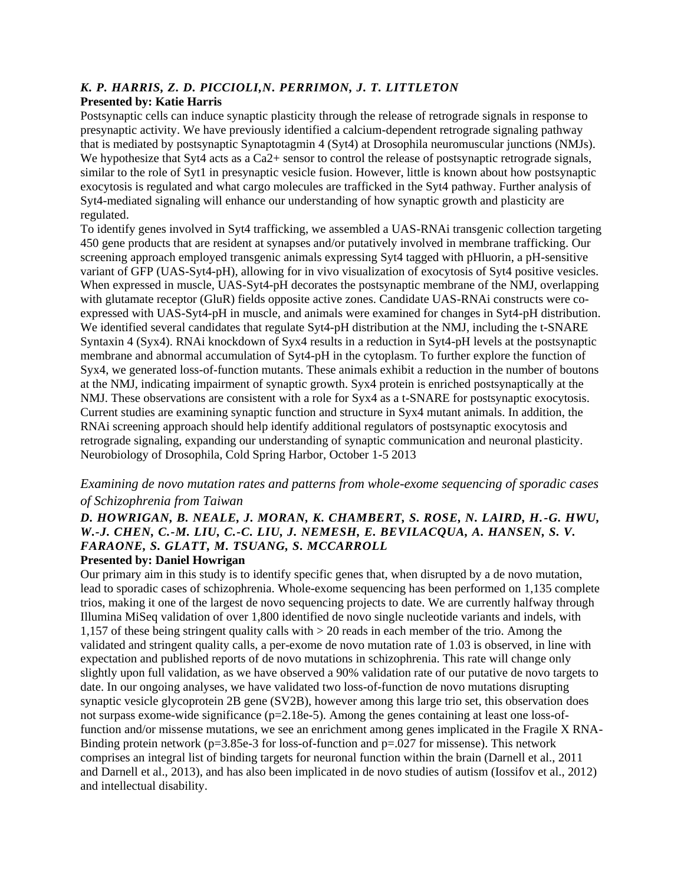***K. P. HARRIS, Z. D. PICCIOLI, N. PERRIMON, J. T. LITTLETON***

**Presented by: Katie Harris**

Postsynaptic cells can induce synaptic plasticity through the release of retrograde signals in response to presynaptic activity. We have previously identified a calcium-dependent retrograde signaling pathway that is mediated by postsynaptic Synaptotagmin 4 (Syt4) at Drosophila neuromuscular junctions (NMJs). We hypothesize that Syt4 acts as a Ca2+ sensor to control the release of postsynaptic retrograde signals, similar to the role of Syt1 in presynaptic vesicle fusion. However, little is known about how postsynaptic exocytosis is regulated and what cargo molecules are trafficked in the Syt4 pathway. Further analysis of Syt4-mediated signaling will enhance our understanding of how synaptic growth and plasticity are regulated.

To identify genes involved in Syt4 trafficking, we assembled a UAS-RNAi transgenic collection targeting 450 gene products that are resident at synapses and/or putatively involved in membrane trafficking. Our screening approach employed transgenic animals expressing Syt4 tagged with pHluorin, a pH-sensitive variant of GFP (UAS-Syt4-pH), allowing for in vivo visualization of exocytosis of Syt4 positive vesicles. When expressed in muscle, UAS-Syt4-pH decorates the postsynaptic membrane of the NMJ, overlapping with glutamate receptor (GluR) fields opposite active zones. Candidate UAS-RNAi constructs were co-expressed with UAS-Syt4-pH in muscle, and animals were examined for changes in Syt4-pH distribution. We identified several candidates that regulate Syt4-pH distribution at the NMJ, including the t-SNARE Syntaxin 4 (Syx4). RNAi knockdown of Syx4 results in a reduction in Syt4-pH levels at the postsynaptic membrane and abnormal accumulation of Syt4-pH in the cytoplasm. To further explore the function of Syx4, we generated loss-of-function mutants. These animals exhibit a reduction in the number of boutons at the NMJ, indicating impairment of synaptic growth. Syx4 protein is enriched postsynaptically at the NMJ. These observations are consistent with a role for Syx4 as a t-SNARE for postsynaptic exocytosis. Current studies are examining synaptic function and structure in Syx4 mutant animals. In addition, the RNAi screening approach should help identify additional regulators of postsynaptic exocytosis and retrograde signaling, expanding our understanding of synaptic communication and neuronal plasticity.

Neurobiology of Drosophila, Cold Spring Harbor, October 1-5 2013

## *Examining de novo mutation rates and patterns from whole-exome sequencing of sporadic cases of Schizophrenia from Taiwan*

***D. HOWRIGAN, B. NEALE, J. MORAN, K. CHAMBERT, S. ROSE, N. LAIRD, H.-G. HWU, W.-J. CHEN, C.-M. LIU, C.-C. LIU, J. NEMESH, E. BEVILACQUA, A. HANSEN, S. V. FARAONE, S. GLATT, M. TSUANG, S. MCCARROLL***

**Presented by: Daniel Howrigan**

Our primary aim in this study is to identify specific genes that, when disrupted by a de novo mutation, lead to sporadic cases of schizophrenia. Whole-exome sequencing has been performed on 1,135 complete trios, making it one of the largest de novo sequencing projects to date. We are currently halfway through Illumina MiSeq validation of over 1,800 identified de novo single nucleotide variants and indels, with 1,157 of these being stringent quality calls with > 20 reads in each member of the trio. Among the validated and stringent quality calls, a per-exome de novo mutation rate of 1.03 is observed, in line with expectation and published reports of de novo mutations in schizophrenia. This rate will change only slightly upon full validation, as we have observed a 90% validation rate of our putative de novo targets to date. In our ongoing analyses, we have validated two loss-of-function de novo mutations disrupting synaptic vesicle glycoprotein 2B gene (SV2B), however among this large trio set, this observation does not surpass exome-wide significance (p=2.18e-5). Among the genes containing at least one loss-of-function and/or missense mutations, we see an enrichment among genes implicated in the Fragile X RNA-Binding protein network (p=3.85e-3 for loss-of-function and p=.027 for missense). This network comprises an integral list of binding targets for neuronal function within the brain (Darnell et al., 2011 and Darnell et al., 2013), and has also been implicated in de novo studies of autism (Iossifov et al., 2012) and intellectual disability.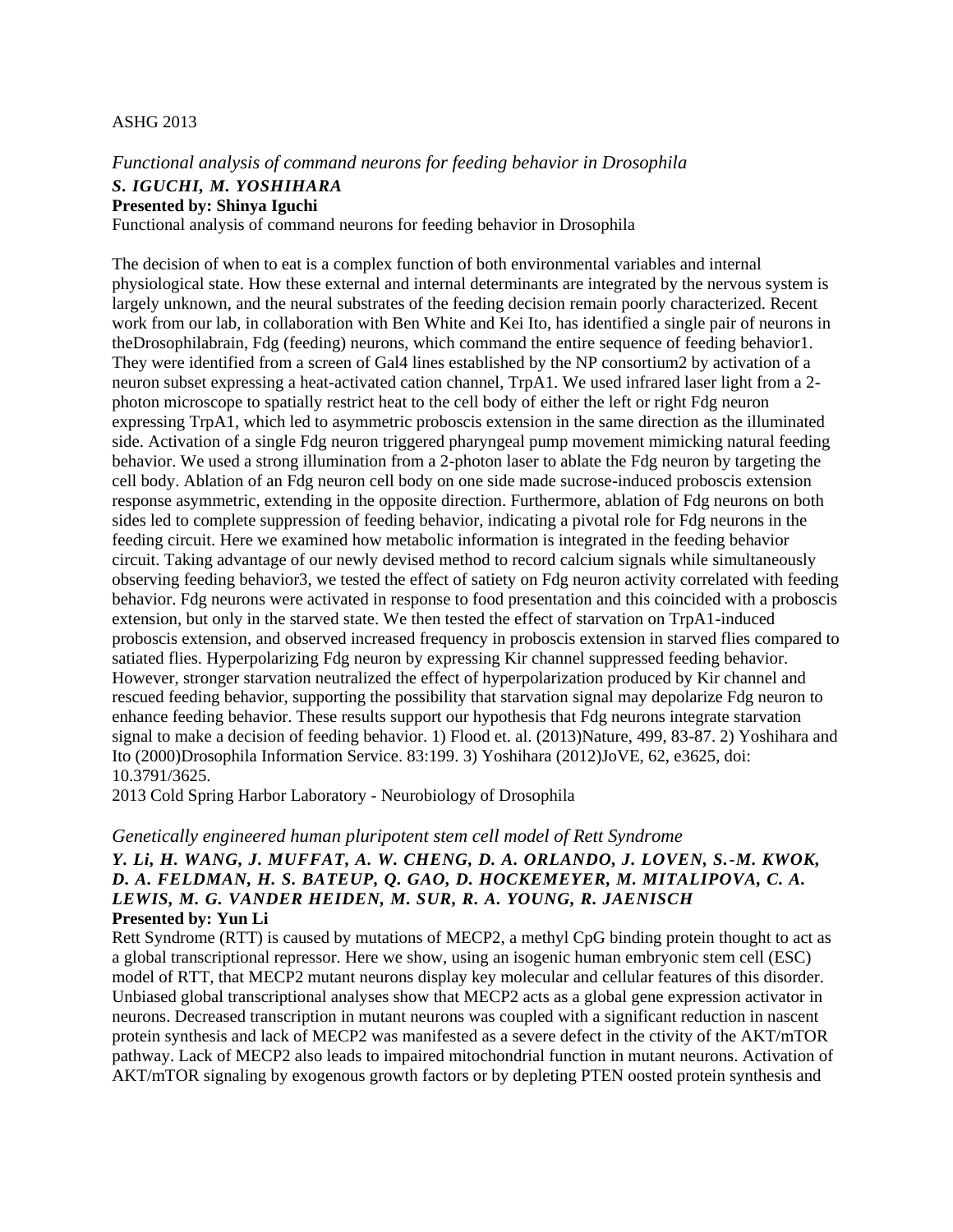ASHG 2013

*Functional analysis of command neurons for feeding behavior in Drosophila*

***S. IGUCHI, M. YOSHIHARA***

**Presented by: Shinya Iguchi**

Functional analysis of command neurons for feeding behavior in Drosophila

The decision of when to eat is a complex function of both environmental variables and internal physiological state. How these external and internal determinants are integrated by the nervous system is largely unknown, and the neural substrates of the feeding decision remain poorly characterized. Recent work from our lab, in collaboration with Ben White and Kei Ito, has identified a single pair of neurons in theDrosophilabrain, Fdg (feeding) neurons, which command the entire sequence of feeding behavior1. They were identified from a screen of Gal4 lines established by the NP consortium2 by activation of a neuron subset expressing a heat-activated cation channel, TrpA1. We used infrared laser light from a 2-photon microscope to spatially restrict heat to the cell body of either the left or right Fdg neuron expressing TrpA1, which led to asymmetric proboscis extension in the same direction as the illuminated side. Activation of a single Fdg neuron triggered pharyngeal pump movement mimicking natural feeding behavior. We used a strong illumination from a 2-photon laser to ablate the Fdg neuron by targeting the cell body. Ablation of an Fdg neuron cell body on one side made sucrose-induced proboscis extension response asymmetric, extending in the opposite direction. Furthermore, ablation of Fdg neurons on both sides led to complete suppression of feeding behavior, indicating a pivotal role for Fdg neurons in the feeding circuit. Here we examined how metabolic information is integrated in the feeding behavior circuit. Taking advantage of our newly devised method to record calcium signals while simultaneously observing feeding behavior3, we tested the effect of satiety on Fdg neuron activity correlated with feeding behavior. Fdg neurons were activated in response to food presentation and this coincided with a proboscis extension, but only in the starved state. We then tested the effect of starvation on TrpA1-induced proboscis extension, and observed increased frequency in proboscis extension in starved flies compared to satiated flies. Hyperpolarizing Fdg neuron by expressing Kir channel suppressed feeding behavior. However, stronger starvation neutralized the effect of hyperpolarization produced by Kir channel and rescued feeding behavior, supporting the possibility that starvation signal may depolarize Fdg neuron to enhance feeding behavior. These results support our hypothesis that Fdg neurons integrate starvation signal to make a decision of feeding behavior. 1) Flood et. al. (2013)Nature, 499, 83-87. 2) Yoshihara and Ito (2000)Drosophila Information Service. 83:199. 3) Yoshihara (2012)JoVE, 62, e3625, doi: 10.3791/3625.

2013 Cold Spring Harbor Laboratory - Neurobiology of Drosophila

*Genetically engineered human pluripotent stem cell model of Rett Syndrome*

***Y. Li, H. WANG, J. MUFFAT, A. W. CHENG, D. A. ORLANDO, J. LOVEN, S.-M. KWOK, D. A. FELDMAN, H. S. BATEUP, Q. GAO, D. HOCKEMEYER, M. MITALIPOVA, C. A. LEWIS, M. G. VANDER HEIDEN, M. SUR, R. A. YOUNG, R. JAENISCH***

**Presented by: Yun Li**

Rett Syndrome (RTT) is caused by mutations of MECP2, a methyl CpG binding protein thought to act as a global transcriptional repressor. Here we show, using an isogenic human embryonic stem cell (ESC) model of RTT, that MECP2 mutant neurons display key molecular and cellular features of this disorder. Unbiased global transcriptional analyses show that MECP2 acts as a global gene expression activator in neurons. Decreased transcription in mutant neurons was coupled with a significant reduction in nascent protein synthesis and lack of MECP2 was manifested as a severe defect in the ctivity of the AKT/mTOR pathway. Lack of MECP2 also leads to impaired mitochondrial function in mutant neurons. Activation of AKT/mTOR signaling by exogenous growth factors or by depleting PTEN oosted protein synthesis and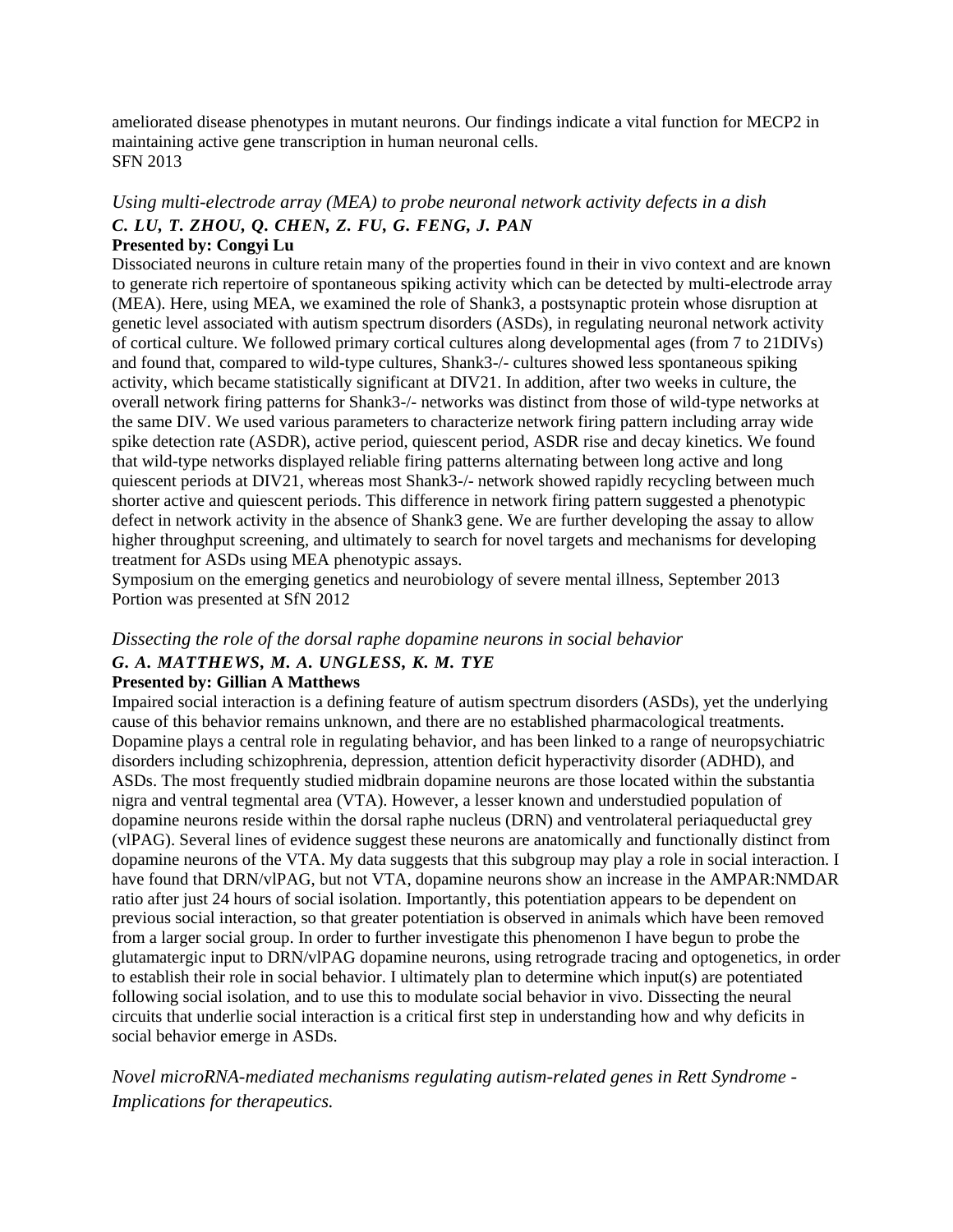ameliorated disease phenotypes in mutant neurons. Our findings indicate a vital function for MECP2 in maintaining active gene transcription in human neuronal cells.
SFN 2013

### *Using multi-electrode array (MEA) to probe neuronal network activity defects in a dish*

***C. LU, T. ZHOU, Q. CHEN, Z. FU, G. FENG, J. PAN***

**Presented by: Congyi Lu**

Dissociated neurons in culture retain many of the properties found in their in vivo context and are known to generate rich repertoire of spontaneous spiking activity which can be detected by multi-electrode array (MEA). Here, using MEA, we examined the role of Shank3, a postsynaptic protein whose disruption at genetic level associated with autism spectrum disorders (ASDs), in regulating neuronal network activity of cortical culture. We followed primary cortical cultures along developmental ages (from 7 to 21DIVs) and found that, compared to wild-type cultures, Shank3-/- cultures showed less spontaneous spiking activity, which became statistically significant at DIV21. In addition, after two weeks in culture, the overall network firing patterns for Shank3-/- networks was distinct from those of wild-type networks at the same DIV. We used various parameters to characterize network firing pattern including array wide spike detection rate (ASDR), active period, quiescent period, ASDR rise and decay kinetics. We found that wild-type networks displayed reliable firing patterns alternating between long active and long quiescent periods at DIV21, whereas most Shank3-/- network showed rapidly recycling between much shorter active and quiescent periods. This difference in network firing pattern suggested a phenotypic defect in network activity in the absence of Shank3 gene. We are further developing the assay to allow higher throughput screening, and ultimately to search for novel targets and mechanisms for developing treatment for ASDs using MEA phenotypic assays.
Symposium on the emerging genetics and neurobiology of severe mental illness, September 2013
Portion was presented at SfN 2012

### *Dissecting the role of the dorsal raphe dopamine neurons in social behavior*

***G. A. MATTHEWS, M. A. UNGLESS, K. M. TYE***

**Presented by: Gillian A Matthews**

Impaired social interaction is a defining feature of autism spectrum disorders (ASDs), yet the underlying cause of this behavior remains unknown, and there are no established pharmacological treatments. Dopamine plays a central role in regulating behavior, and has been linked to a range of neuropsychiatric disorders including schizophrenia, depression, attention deficit hyperactivity disorder (ADHD), and ASDs. The most frequently studied midbrain dopamine neurons are those located within the substantia nigra and ventral tegmental area (VTA). However, a lesser known and understudied population of dopamine neurons reside within the dorsal raphe nucleus (DRN) and ventrolateral periaqueductal grey (vlPAG). Several lines of evidence suggest these neurons are anatomically and functionally distinct from dopamine neurons of the VTA. My data suggests that this subgroup may play a role in social interaction. I have found that DRN/vlPAG, but not VTA, dopamine neurons show an increase in the AMPAR:NMDAR ratio after just 24 hours of social isolation. Importantly, this potentiation appears to be dependent on previous social interaction, so that greater potentiation is observed in animals which have been removed from a larger social group. In order to further investigate this phenomenon I have begun to probe the glutamatergic input to DRN/vlPAG dopamine neurons, using retrograde tracing and optogenetics, in order to establish their role in social behavior. I ultimately plan to determine which input(s) are potentiated following social isolation, and to use this to modulate social behavior in vivo. Dissecting the neural circuits that underlie social interaction is a critical first step in understanding how and why deficits in social behavior emerge in ASDs.

### *Novel microRNA-mediated mechanisms regulating autism-related genes in Rett Syndrome - Implications for therapeutics.*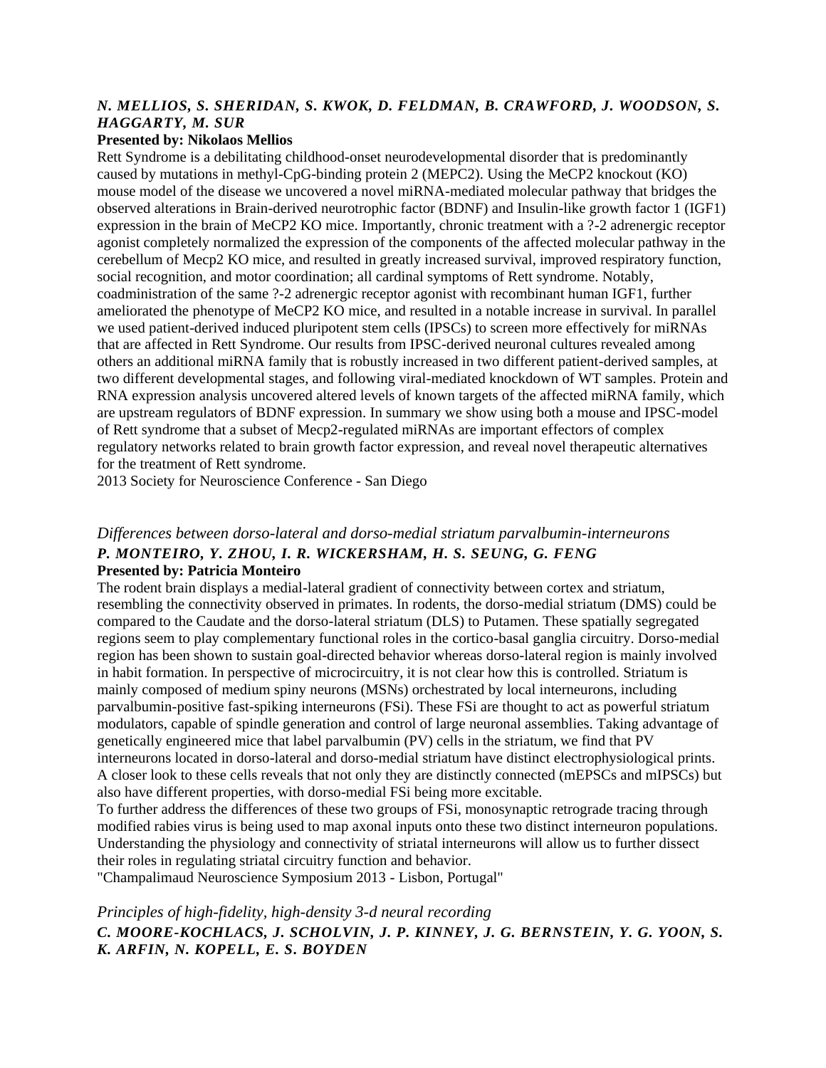***N. MELLIOS, S. SHERIDAN, S. KWOK, D. FELDMAN, B. CRAWFORD, J. WOODSON, S. HAGGARTY, M. SUR***

**Presented by: Nikolaos Mellios**

Rett Syndrome is a debilitating childhood-onset neurodevelopmental disorder that is predominantly caused by mutations in methyl-CpG-binding protein 2 (MEPC2). Using the MeCP2 knockout (KO) mouse model of the disease we uncovered a novel miRNA-mediated molecular pathway that bridges the observed alterations in Brain-derived neurotrophic factor (BDNF) and Insulin-like growth factor 1 (IGF1) expression in the brain of MeCP2 KO mice. Importantly, chronic treatment with a ?-2 adrenergic receptor agonist completely normalized the expression of the components of the affected molecular pathway in the cerebellum of Mecp2 KO mice, and resulted in greatly increased survival, improved respiratory function, social recognition, and motor coordination; all cardinal symptoms of Rett syndrome. Notably, coadministration of the same ?-2 adrenergic receptor agonist with recombinant human IGF1, further ameliorated the phenotype of MeCP2 KO mice, and resulted in a notable increase in survival. In parallel we used patient-derived induced pluripotent stem cells (IPSCs) to screen more effectively for miRNAs that are affected in Rett Syndrome. Our results from IPSC-derived neuronal cultures revealed among others an additional miRNA family that is robustly increased in two different patient-derived samples, at two different developmental stages, and following viral-mediated knockdown of WT samples. Protein and RNA expression analysis uncovered altered levels of known targets of the affected miRNA family, which are upstream regulators of BDNF expression. In summary we show using both a mouse and IPSC-model of Rett syndrome that a subset of Mecp2-regulated miRNAs are important effectors of complex regulatory networks related to brain growth factor expression, and reveal novel therapeutic alternatives for the treatment of Rett syndrome.

2013 Society for Neuroscience Conference - San Diego

*Differences between dorso-lateral and dorso-medial striatum parvalbumin-interneurons*

***P. MONTEIRO, Y. ZHOU, I. R. WICKERSHAM, H. S. SEUNG, G. FENG***

**Presented by: Patricia Monteiro**

The rodent brain displays a medial-lateral gradient of connectivity between cortex and striatum, resembling the connectivity observed in primates. In rodents, the dorso-medial striatum (DMS) could be compared to the Caudate and the dorso-lateral striatum (DLS) to Putamen. These spatially segregated regions seem to play complementary functional roles in the cortico-basal ganglia circuitry. Dorso-medial region has been shown to sustain goal-directed behavior whereas dorso-lateral region is mainly involved in habit formation. In perspective of microcircuitry, it is not clear how this is controlled. Striatum is mainly composed of medium spiny neurons (MSNs) orchestrated by local interneurons, including parvalbumin-positive fast-spiking interneurons (FSi). These FSi are thought to act as powerful striatum modulators, capable of spindle generation and control of large neuronal assemblies. Taking advantage of genetically engineered mice that label parvalbumin (PV) cells in the striatum, we find that PV interneurons located in dorso-lateral and dorso-medial striatum have distinct electrophysiological prints. A closer look to these cells reveals that not only they are distinctly connected (mEPSCs and mIPSCs) but also have different properties, with dorso-medial FSi being more excitable.

To further address the differences of these two groups of FSi, monosynaptic retrograde tracing through modified rabies virus is being used to map axonal inputs onto these two distinct interneuron populations. Understanding the physiology and connectivity of striatal interneurons will allow us to further dissect their roles in regulating striatal circuitry function and behavior.

"Champalimaud Neuroscience Symposium 2013 - Lisbon, Portugal"

*Principles of high-fidelity, high-density 3-d neural recording*

***C. MOORE-KOCHLACS, J. SCHOLVIN, J. P. KINNEY, J. G. BERNSTEIN, Y. G. YOON, S. K. ARFIN, N. KOPELL, E. S. BOYDEN***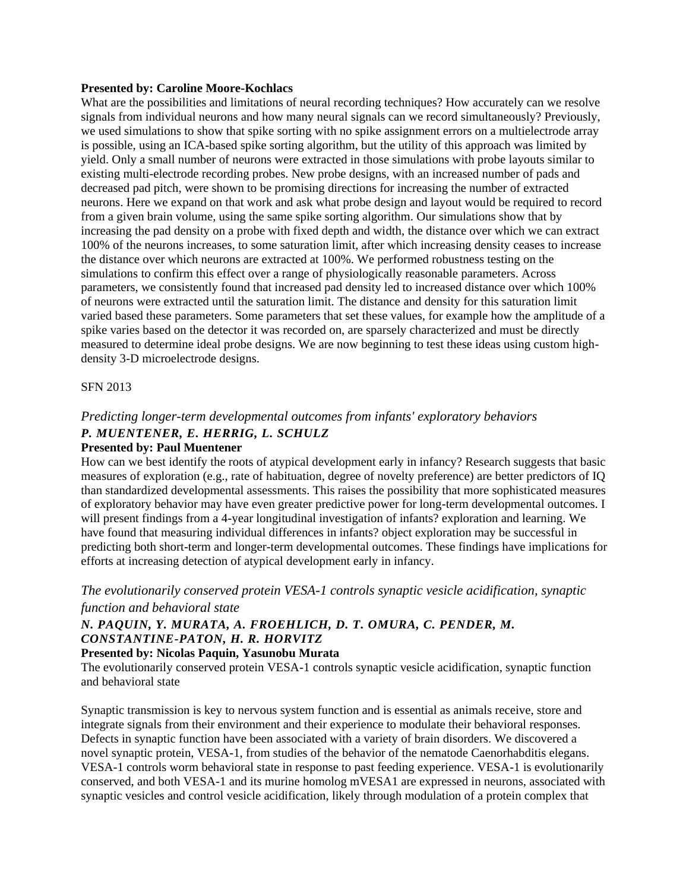**Presented by: Caroline Moore-Kochlacs**

What are the possibilities and limitations of neural recording techniques? How accurately can we resolve signals from individual neurons and how many neural signals can we record simultaneously? Previously, we used simulations to show that spike sorting with no spike assignment errors on a multielectrode array is possible, using an ICA-based spike sorting algorithm, but the utility of this approach was limited by yield. Only a small number of neurons were extracted in those simulations with probe layouts similar to existing multi-electrode recording probes. New probe designs, with an increased number of pads and decreased pad pitch, were shown to be promising directions for increasing the number of extracted neurons. Here we expand on that work and ask what probe design and layout would be required to record from a given brain volume, using the same spike sorting algorithm. Our simulations show that by increasing the pad density on a probe with fixed depth and width, the distance over which we can extract 100% of the neurons increases, to some saturation limit, after which increasing density ceases to increase the distance over which neurons are extracted at 100%. We performed robustness testing on the simulations to confirm this effect over a range of physiologically reasonable parameters. Across parameters, we consistently found that increased pad density led to increased distance over which 100% of neurons were extracted until the saturation limit. The distance and density for this saturation limit varied based these parameters. Some parameters that set these values, for example how the amplitude of a spike varies based on the detector it was recorded on, are sparsely characterized and must be directly measured to determine ideal probe designs. We are now beginning to test these ideas using custom high-density 3-D microelectrode designs.

SFN 2013

### *Predicting longer-term developmental outcomes from infants' exploratory behaviors*

***P. MUENTENER, E. HERRIG, L. SCHULZ***

**Presented by: Paul Muentener**

How can we best identify the roots of atypical development early in infancy? Research suggests that basic measures of exploration (e.g., rate of habituation, degree of novelty preference) are better predictors of IQ than standardized developmental assessments. This raises the possibility that more sophisticated measures of exploratory behavior may have even greater predictive power for long-term developmental outcomes. I will present findings from a 4-year longitudinal investigation of infants? exploration and learning. We have found that measuring individual differences in infants? object exploration may be successful in predicting both short-term and longer-term developmental outcomes. These findings have implications for efforts at increasing detection of atypical development early in infancy.

### *The evolutionarily conserved protein VESA-1 controls synaptic vesicle acidification, synaptic function and behavioral state*

***N. PAQUIN, Y. MURATA, A. FROEHLICH, D. T. OMURA, C. PENDER, M. CONSTANTINE-PATON, H. R. HORVITZ***

**Presented by: Nicolas Paquin, Yasunobu Murata**

The evolutionarily conserved protein VESA-1 controls synaptic vesicle acidification, synaptic function and behavioral state

Synaptic transmission is key to nervous system function and is essential as animals receive, store and integrate signals from their environment and their experience to modulate their behavioral responses. Defects in synaptic function have been associated with a variety of brain disorders. We discovered a novel synaptic protein, VESA-1, from studies of the behavior of the nematode Caenorhabditis elegans. VESA-1 controls worm behavioral state in response to past feeding experience. VESA-1 is evolutionarily conserved, and both VESA-1 and its murine homolog mVESA1 are expressed in neurons, associated with synaptic vesicles and control vesicle acidification, likely through modulation of a protein complex that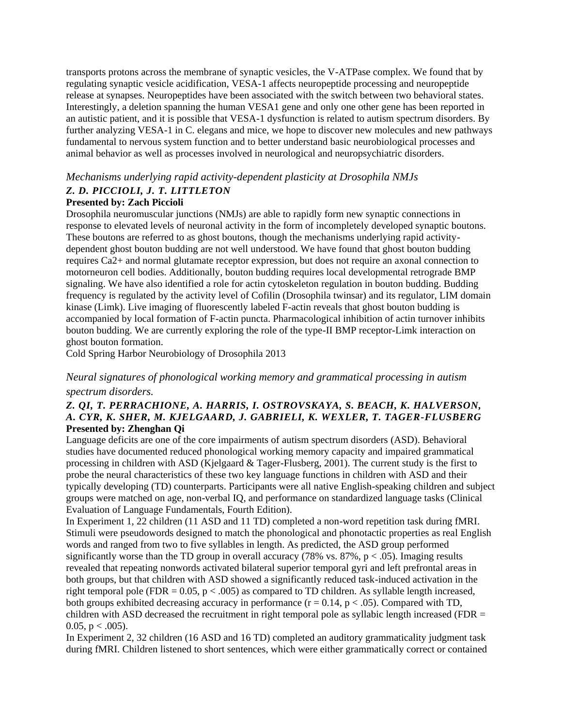transports protons across the membrane of synaptic vesicles, the V-ATPase complex. We found that by regulating synaptic vesicle acidification, VESA-1 affects neuropeptide processing and neuropeptide release at synapses. Neuropeptides have been associated with the switch between two behavioral states. Interestingly, a deletion spanning the human VESA1 gene and only one other gene has been reported in an autistic patient, and it is possible that VESA-1 dysfunction is related to autism spectrum disorders. By further analyzing VESA-1 in C. elegans and mice, we hope to discover new molecules and new pathways fundamental to nervous system function and to better understand basic neurobiological processes and animal behavior as well as processes involved in neurological and neuropsychiatric disorders.

*Mechanisms underlying rapid activity-dependent plasticity at Drosophila NMJs*

***Z. D. PICCIOLI, J. T. LITTLETON***

**Presented by: Zach Piccioli**

Drosophila neuromuscular junctions (NMJs) are able to rapidly form new synaptic connections in response to elevated levels of neuronal activity in the form of incompletely developed synaptic boutons. These boutons are referred to as ghost boutons, though the mechanisms underlying rapid activity-dependent ghost bouton budding are not well understood. We have found that ghost bouton budding requires $Ca^{2+}$ and normal glutamate receptor expression, but does not require an axonal connection to motorneuron cell bodies. Additionally, bouton budding requires local developmental retrograde BMP signaling. We have also identified a role for actin cytoskeleton regulation in bouton budding. Budding frequency is regulated by the activity level of Cofilin (Drosophila twinsar) and its regulator, LIM domain kinase (Limk). Live imaging of fluorescently labeled F-actin reveals that ghost bouton budding is accompanied by local formation of F-actin puncta. Pharmacological inhibition of actin turnover inhibits bouton budding. We are currently exploring the role of the type-II BMP receptor-Limk interaction on ghost bouton formation.
Cold Spring Harbor Neurobiology of Drosophila 2013

*Neural signatures of phonological working memory and grammatical processing in autism spectrum disorders.*

***Z. QI, T. PERRACHIONE, A. HARRIS, I. OSTROVSKAYA, S. BEACH, K. HALVERSON, A. CYR, K. SHER, M. KJELGAARD, J. GABRIELI, K. WEXLER, T. TAGER-FLUSBERG***

**Presented by: Zhenghan Qi**

Language deficits are one of the core impairments of autism spectrum disorders (ASD). Behavioral studies have documented reduced phonological working memory capacity and impaired grammatical processing in children with ASD (Kjelgaard & Tager-Flusberg, 2001). The current study is the first to probe the neural characteristics of these two key language functions in children with ASD and their typically developing (TD) counterparts. Participants were all native English-speaking children and subject groups were matched on age, non-verbal IQ, and performance on standardized language tasks (Clinical Evaluation of Language Fundamentals, Fourth Edition).

In Experiment 1, 22 children (11 ASD and 11 TD) completed a non-word repetition task during fMRI. Stimuli were pseudowords designed to match the phonological and phonotactic properties as real English words and ranged from two to five syllables in length. As predicted, the ASD group performed significantly worse than the TD group in overall accuracy (78% vs. 87%, $p < .05$). Imaging results revealed that repeating nonwords activated bilateral superior temporal gyri and left prefrontal areas in both groups, but that children with ASD showed a significantly reduced task-induced activation in the right temporal pole (FDR = 0.05, $p < .005$) as compared to TD children. As syllable length increased, both groups exhibited decreasing accuracy in performance ($r = 0.14$, $p < .05$). Compared with TD, children with ASD decreased the recruitment in right temporal pole as syllabic length increased (FDR = 0.05, $p < .005$).

In Experiment 2, 32 children (16 ASD and 16 TD) completed an auditory grammaticality judgment task during fMRI. Children listened to short sentences, which were either grammatically correct or contained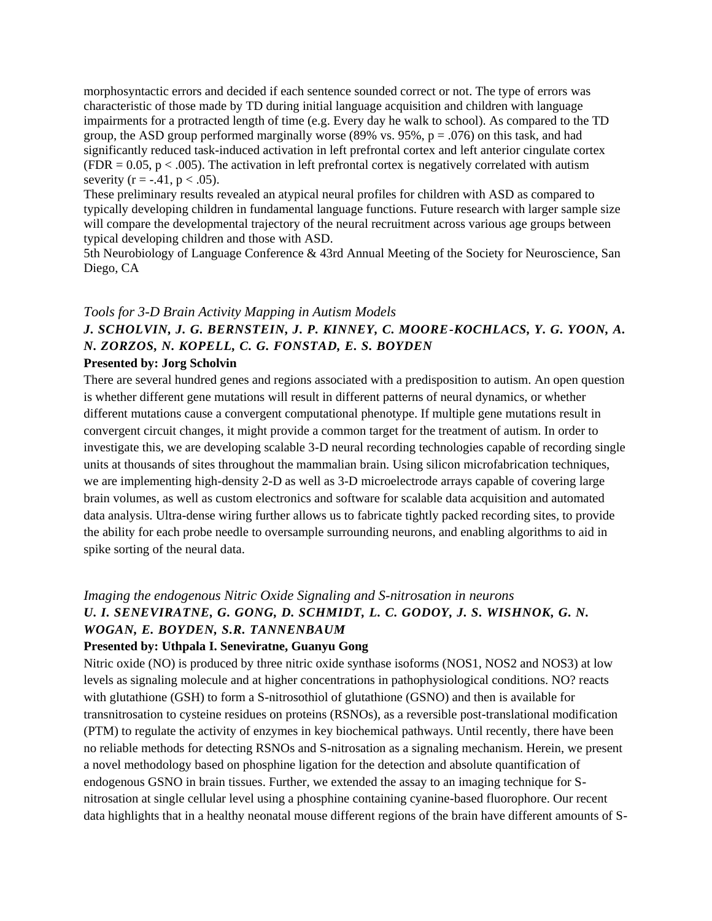morphosyntactic errors and decided if each sentence sounded correct or not. The type of errors was characteristic of those made by TD during initial language acquisition and children with language impairments for a protracted length of time (e.g. Every day he walk to school). As compared to the TD group, the ASD group performed marginally worse (89% vs. 95%, $p = .076$) on this task, and had significantly reduced task-induced activation in left prefrontal cortex and left anterior cingulate cortex (FDR = 0.05, $p < .005$). The activation in left prefrontal cortex is negatively correlated with autism severity ($r = -.41$, $p < .05$).

These preliminary results revealed an atypical neural profiles for children with ASD as compared to typically developing children in fundamental language functions. Future research with larger sample size will compare the developmental trajectory of the neural recruitment across various age groups between typical developing children and those with ASD.

5th Neurobiology of Language Conference & 43rd Annual Meeting of the Society for Neuroscience, San Diego, CA

### *Tools for 3-D Brain Activity Mapping in Autism Models*

***J. SCHOLVIN, J. G. BERNSTEIN, J. P. KINNEY, C. MOORE-KOCHLACS, Y. G. YOON, A. N. ZORZOS, N. KOPELL, C. G. FONSTAD, E. S. BOYDEN***

**Presented by: Jorg Scholvin**

There are several hundred genes and regions associated with a predisposition to autism. An open question is whether different gene mutations will result in different patterns of neural dynamics, or whether different mutations cause a convergent computational phenotype. If multiple gene mutations result in convergent circuit changes, it might provide a common target for the treatment of autism. In order to investigate this, we are developing scalable 3-D neural recording technologies capable of recording single units at thousands of sites throughout the mammalian brain. Using silicon microfabrication techniques, we are implementing high-density 2-D as well as 3-D microelectrode arrays capable of covering large brain volumes, as well as custom electronics and software for scalable data acquisition and automated data analysis. Ultra-dense wiring further allows us to fabricate tightly packed recording sites, to provide the ability for each probe needle to oversample surrounding neurons, and enabling algorithms to aid in spike sorting of the neural data.

### *Imaging the endogenous Nitric Oxide Signaling and S-nitrosation in neurons*

***U. I. SENEVIRATNE, G. GONG, D. SCHMIDT, L. C. GODOY, J. S. WISHNOK, G. N. WOGAN, E. BOYDEN, S.R. TANNENBAUM***

**Presented by: Uthpala I. Seneviratne, Guanyu Gong**

Nitric oxide (NO) is produced by three nitric oxide synthase isoforms (NOS1, NOS2 and NOS3) at low levels as signaling molecule and at higher concentrations in pathophysiological conditions. NO? reacts with glutathione (GSH) to form a S-nitrosothiol of glutathione (GSNO) and then is available for transnitrosation to cysteine residues on proteins (RSNOs), as a reversible post-translational modification (PTM) to regulate the activity of enzymes in key biochemical pathways. Until recently, there have been no reliable methods for detecting RSNOs and S-nitrosation as a signaling mechanism. Herein, we present a novel methodology based on phosphine ligation for the detection and absolute quantification of endogenous GSNO in brain tissues. Further, we extended the assay to an imaging technique for S-nitrosation at single cellular level using a phosphine containing cyanine-based fluorophore. Our recent data highlights that in a healthy neonatal mouse different regions of the brain have different amounts of S-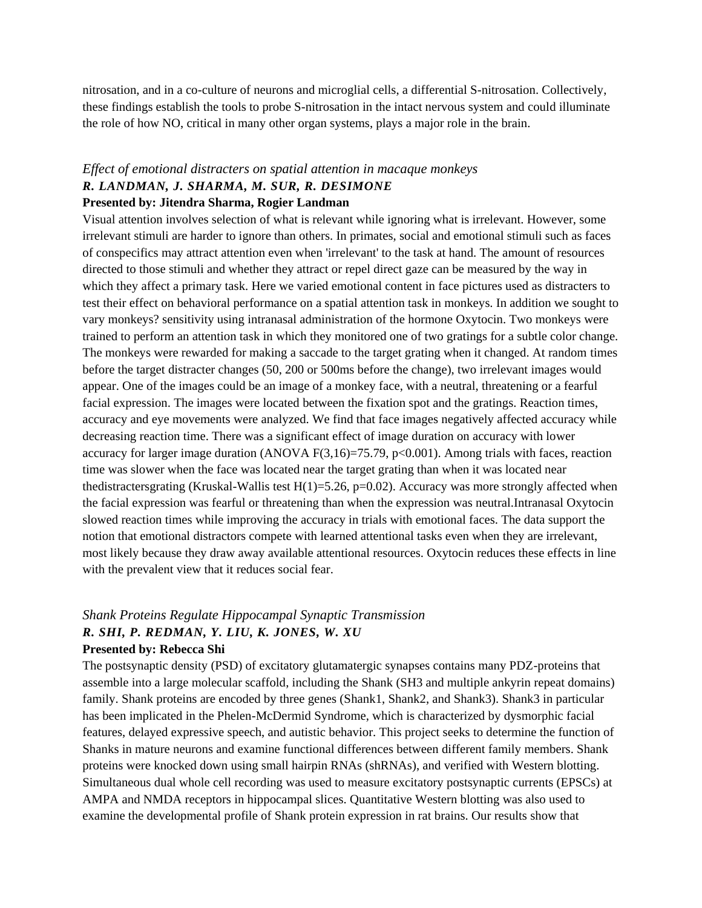nitrosation, and in a co-culture of neurons and microglial cells, a differential S-nitrosation. Collectively, these findings establish the tools to probe S-nitrosation in the intact nervous system and could illuminate the role of how NO, critical in many other organ systems, plays a major role in the brain.

*Effect of emotional distracters on spatial attention in macaque monkeys*

***R. LANDMAN, J. SHARMA, M. SUR, R. DESIMONE***

**Presented by: Jitendra Sharma, Rogier Landman**

Visual attention involves selection of what is relevant while ignoring what is irrelevant. However, some irrelevant stimuli are harder to ignore than others. In primates, social and emotional stimuli such as faces of conspecifics may attract attention even when 'irrelevant' to the task at hand. The amount of resources directed to those stimuli and whether they attract or repel direct gaze can be measured by the way in which they affect a primary task. Here we varied emotional content in face pictures used as distracters to test their effect on behavioral performance on a spatial attention task in monkeys. In addition we sought to vary monkeys? sensitivity using intranasal administration of the hormone Oxytocin. Two monkeys were trained to perform an attention task in which they monitored one of two gratings for a subtle color change. The monkeys were rewarded for making a saccade to the target grating when it changed. At random times before the target distracter changes (50, 200 or 500ms before the change), two irrelevant images would appear. One of the images could be an image of a monkey face, with a neutral, threatening or a fearful facial expression. The images were located between the fixation spot and the gratings. Reaction times, accuracy and eye movements were analyzed. We find that face images negatively affected accuracy while decreasing reaction time. There was a significant effect of image duration on accuracy with lower accuracy for larger image duration (ANOVA $F(3,16)=75.79$, $p<0.001$). Among trials with faces, reaction time was slower when the face was located near the target grating than when it was located near thedistractersgrating (Kruskal-Wallis test $H(1)=5.26$, $p=0.02$). Accuracy was more strongly affected when the facial expression was fearful or threatening than when the expression was neutral.Intranasal Oxytocin slowed reaction times while improving the accuracy in trials with emotional faces. The data support the notion that emotional distractors compete with learned attentional tasks even when they are irrelevant, most likely because they draw away available attentional resources. Oxytocin reduces these effects in line with the prevalent view that it reduces social fear.

*Shank Proteins Regulate Hippocampal Synaptic Transmission*

***R. SHI, P. REDMAN, Y. LIU, K. JONES, W. XU***

**Presented by: Rebecca Shi**

The postsynaptic density (PSD) of excitatory glutamatergic synapses contains many PDZ-proteins that assemble into a large molecular scaffold, including the Shank (SH3 and multiple ankyrin repeat domains) family. Shank proteins are encoded by three genes (Shank1, Shank2, and Shank3). Shank3 in particular has been implicated in the Phelen-McDermid Syndrome, which is characterized by dysmorphic facial features, delayed expressive speech, and autistic behavior. This project seeks to determine the function of Shanks in mature neurons and examine functional differences between different family members. Shank proteins were knocked down using small hairpin RNAs (shRNAs), and verified with Western blotting. Simultaneous dual whole cell recording was used to measure excitatory postsynaptic currents (EPSCs) at AMPA and NMDA receptors in hippocampal slices. Quantitative Western blotting was also used to examine the developmental profile of Shank protein expression in rat brains. Our results show that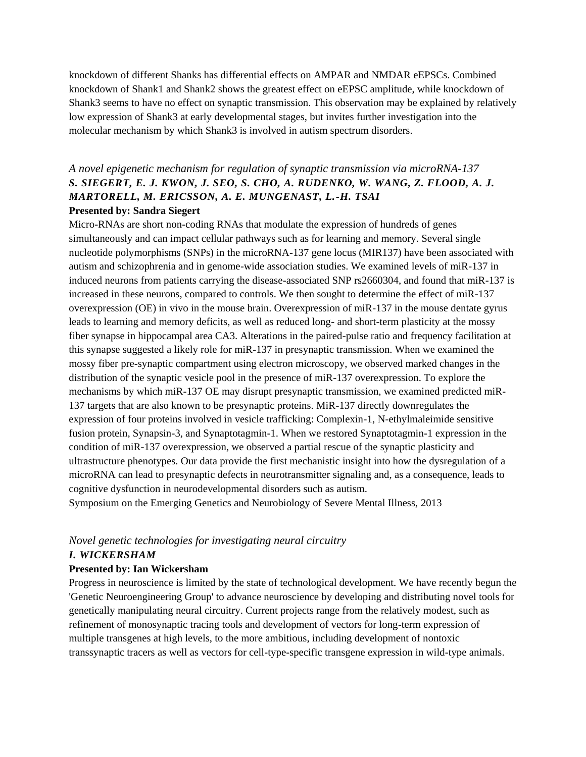knockdown of different Shanks has differential effects on AMPAR and NMDAR eEPSCs. Combined knockdown of Shank1 and Shank2 shows the greatest effect on eEPSC amplitude, while knockdown of Shank3 seems to have no effect on synaptic transmission. This observation may be explained by relatively low expression of Shank3 at early developmental stages, but invites further investigation into the molecular mechanism by which Shank3 is involved in autism spectrum disorders.

*A novel epigenetic mechanism for regulation of synaptic transmission via microRNA-137*
***S. SIEGERT, E. J. KWON, J. SEO, S. CHO, A. RUDENKO, W. WANG, Z. FLOOD, A. J. MARTORELL, M. ERICSSON, A. E. MUNGENAST, L.-H. TSAI***
**Presented by: Sandra Siegert**
Micro-RNAs are short non-coding RNAs that modulate the expression of hundreds of genes simultaneously and can impact cellular pathways such as for learning and memory. Several single nucleotide polymorphisms (SNPs) in the microRNA-137 gene locus (MIR137) have been associated with autism and schizophrenia and in genome-wide association studies. We examined levels of miR-137 in induced neurons from patients carrying the disease-associated SNP rs2660304, and found that miR-137 is increased in these neurons, compared to controls. We then sought to determine the effect of miR-137 overexpression (OE) in vivo in the mouse brain. Overexpression of miR-137 in the mouse dentate gyrus leads to learning and memory deficits, as well as reduced long- and short-term plasticity at the mossy fiber synapse in hippocampal area CA3. Alterations in the paired-pulse ratio and frequency facilitation at this synapse suggested a likely role for miR-137 in presynaptic transmission. When we examined the mossy fiber pre-synaptic compartment using electron microscopy, we observed marked changes in the distribution of the synaptic vesicle pool in the presence of miR-137 overexpression. To explore the mechanisms by which miR-137 OE may disrupt presynaptic transmission, we examined predicted miR-137 targets that are also known to be presynaptic proteins. MiR-137 directly downregulates the expression of four proteins involved in vesicle trafficking: Complexin-1, N-ethylmaleimide sensitive fusion protein, Synapsin-3, and Synaptotagmin-1. When we restored Synaptotagmin-1 expression in the condition of miR-137 overexpression, we observed a partial rescue of the synaptic plasticity and ultrastructure phenotypes. Our data provide the first mechanistic insight into how the dysregulation of a microRNA can lead to presynaptic defects in neurotransmitter signaling and, as a consequence, leads to cognitive dysfunction in neurodevelopmental disorders such as autism.
Symposium on the Emerging Genetics and Neurobiology of Severe Mental Illness, 2013

*Novel genetic technologies for investigating neural circuitry*
***I. WICKERSHAM***
**Presented by: Ian Wickersham**
Progress in neuroscience is limited by the state of technological development. We have recently begun the 'Genetic Neuroengineering Group' to advance neuroscience by developing and distributing novel tools for genetically manipulating neural circuitry. Current projects range from the relatively modest, such as refinement of monosynaptic tracing tools and development of vectors for long-term expression of multiple transgenes at high levels, to the more ambitious, including development of nontoxic transsynaptic tracers as well as vectors for cell-type-specific transgene expression in wild-type animals.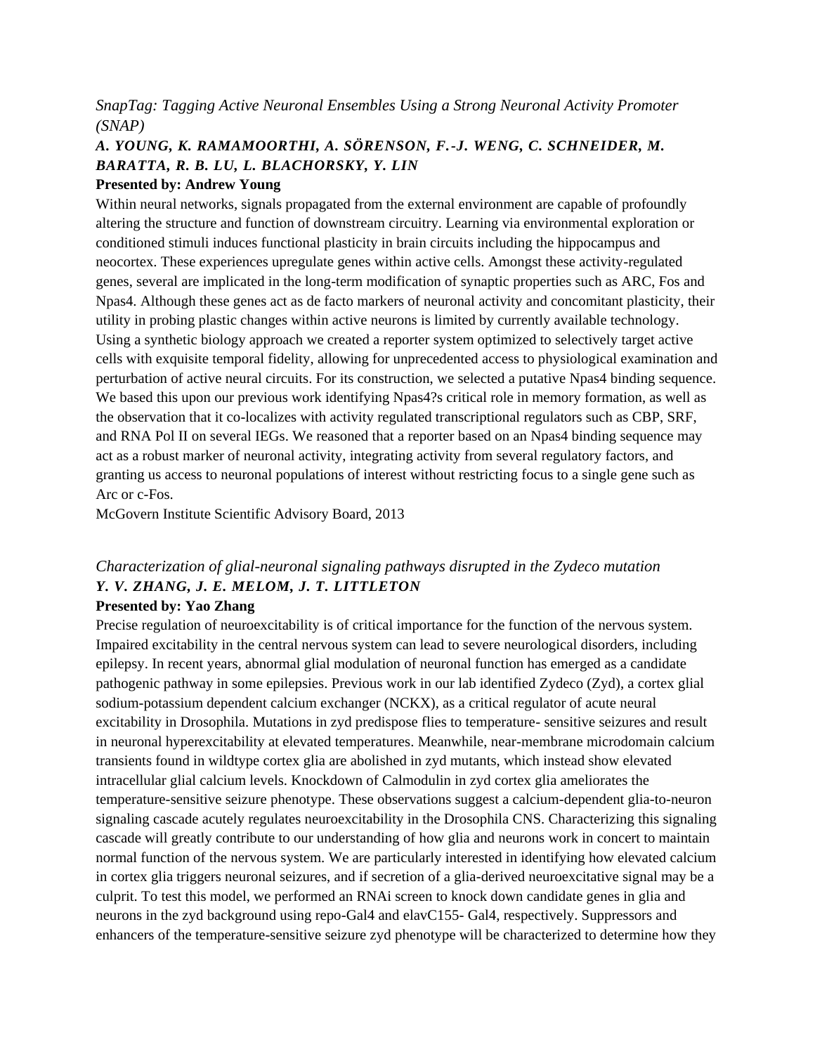*SnapTag: Tagging Active Neuronal Ensembles Using a Strong Neuronal Activity Promoter (SNAP)*

***A. YOUNG, K. RAMAMOORTHI, A. SÖRENSON, F.-J. WENG, C. SCHNEIDER, M. BARATTA, R. B. LU, L. BLACHORSKY, Y. LIN***

**Presented by: Andrew Young**

Within neural networks, signals propagated from the external environment are capable of profoundly altering the structure and function of downstream circuitry. Learning via environmental exploration or conditioned stimuli induces functional plasticity in brain circuits including the hippocampus and neocortex. These experiences upregulate genes within active cells. Amongst these activity-regulated genes, several are implicated in the long-term modification of synaptic properties such as ARC, Fos and Npas4. Although these genes act as de facto markers of neuronal activity and concomitant plasticity, their utility in probing plastic changes within active neurons is limited by currently available technology. Using a synthetic biology approach we created a reporter system optimized to selectively target active cells with exquisite temporal fidelity, allowing for unprecedented access to physiological examination and perturbation of active neural circuits. For its construction, we selected a putative Npas4 binding sequence. We based this upon our previous work identifying Npas4?s critical role in memory formation, as well as the observation that it co-localizes with activity regulated transcriptional regulators such as CBP, SRF, and RNA Pol II on several IEGs. We reasoned that a reporter based on an Npas4 binding sequence may act as a robust marker of neuronal activity, integrating activity from several regulatory factors, and granting us access to neuronal populations of interest without restricting focus to a single gene such as Arc or c-Fos.

McGovern Institute Scientific Advisory Board, 2013

*Characterization of glial-neuronal signaling pathways disrupted in the Zydeco mutation*

***Y. V. ZHANG, J. E. MELOM, J. T. LITTLETON***

**Presented by: Yao Zhang**

Precise regulation of neuroexcitability is of critical importance for the function of the nervous system. Impaired excitability in the central nervous system can lead to severe neurological disorders, including epilepsy. In recent years, abnormal glial modulation of neuronal function has emerged as a candidate pathogenic pathway in some epilepsies. Previous work in our lab identified Zydeco (Zyd), a cortex glial sodium-potassium dependent calcium exchanger (NCKX), as a critical regulator of acute neural excitability in Drosophila. Mutations in zyd predispose flies to temperature- sensitive seizures and result in neuronal hyperexcitability at elevated temperatures. Meanwhile, near-membrane microdomain calcium transients found in wildtype cortex glia are abolished in zyd mutants, which instead show elevated intracellular glial calcium levels. Knockdown of Calmodulin in zyd cortex glia ameliorates the temperature-sensitive seizure phenotype. These observations suggest a calcium-dependent glia-to-neuron signaling cascade acutely regulates neuroexcitability in the Drosophila CNS. Characterizing this signaling cascade will greatly contribute to our understanding of how glia and neurons work in concert to maintain normal function of the nervous system. We are particularly interested in identifying how elevated calcium in cortex glia triggers neuronal seizures, and if secretion of a glia-derived neuroexcitative signal may be a culprit. To test this model, we performed an RNAi screen to knock down candidate genes in glia and neurons in the zyd background using repo-Gal4 and elavC155- Gal4, respectively. Suppressors and enhancers of the temperature-sensitive seizure zyd phenotype will be characterized to determine how they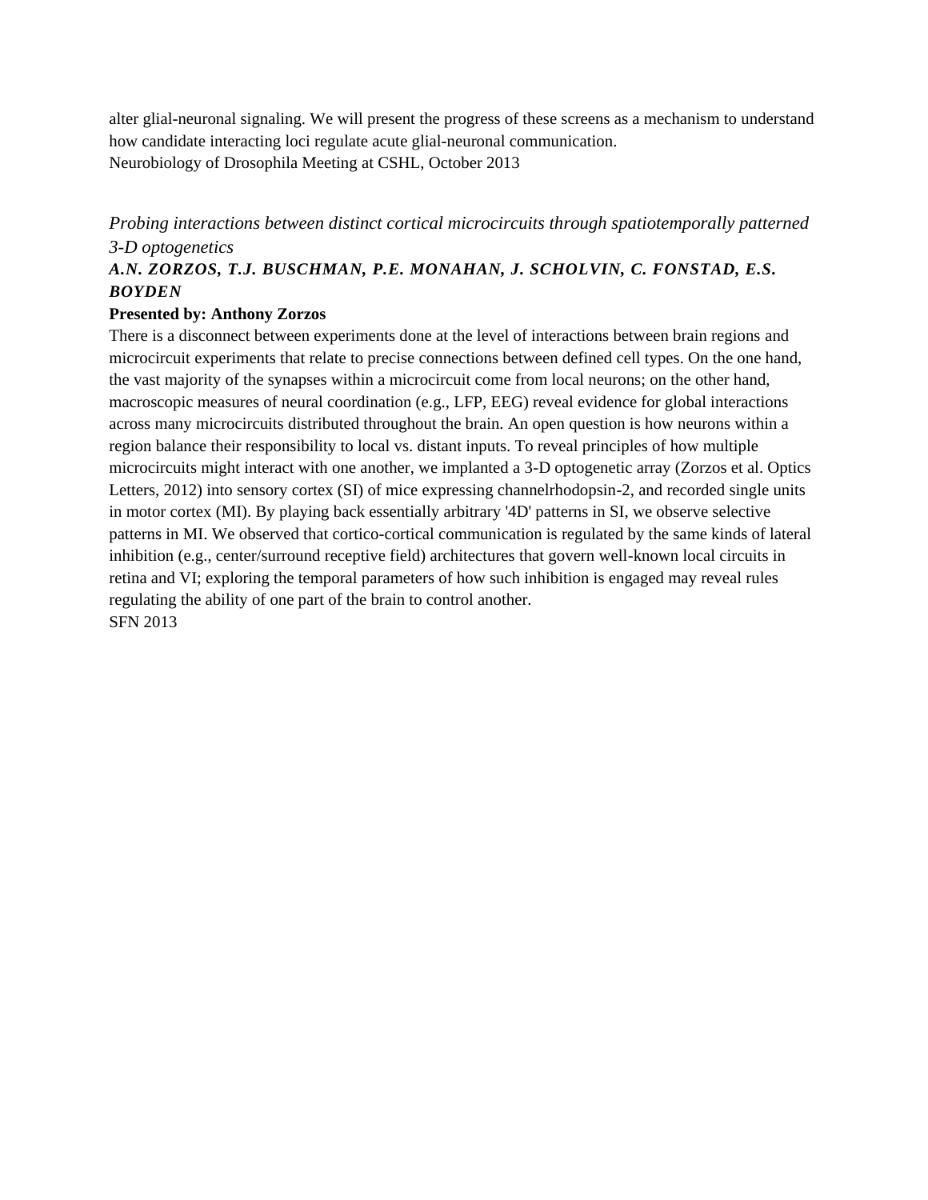alter glial-neuronal signaling. We will present the progress of these screens as a mechanism to understand how candidate interacting loci regulate acute glial-neuronal communication.
Neurobiology of Drosophila Meeting at CSHL, October 2013

*Probing interactions between distinct cortical microcircuits through spatiotemporally patterned 3-D optogenetics*

***A.N. ZORZOS, T.J. BUSCHMAN, P.E. MONAHAN, J. SCHOLVIN, C. FONSTAD, E.S. BOYDEN***

**Presented by: Anthony Zorzos**

There is a disconnect between experiments done at the level of interactions between brain regions and microcircuit experiments that relate to precise connections between defined cell types. On the one hand, the vast majority of the synapses within a microcircuit come from local neurons; on the other hand, macroscopic measures of neural coordination (e.g., LFP, EEG) reveal evidence for global interactions across many microcircuits distributed throughout the brain. An open question is how neurons within a region balance their responsibility to local vs. distant inputs. To reveal principles of how multiple microcircuits might interact with one another, we implanted a 3-D optogenetic array (Zorzos et al. Optics Letters, 2012) into sensory cortex (SI) of mice expressing channelrhodopsin-2, and recorded single units in motor cortex (MI). By playing back essentially arbitrary '4D' patterns in SI, we observe selective patterns in MI. We observed that cortico-cortical communication is regulated by the same kinds of lateral inhibition (e.g., center/surround receptive field) architectures that govern well-known local circuits in retina and VI; exploring the temporal parameters of how such inhibition is engaged may reveal rules regulating the ability of one part of the brain to control another.
SFN 2013